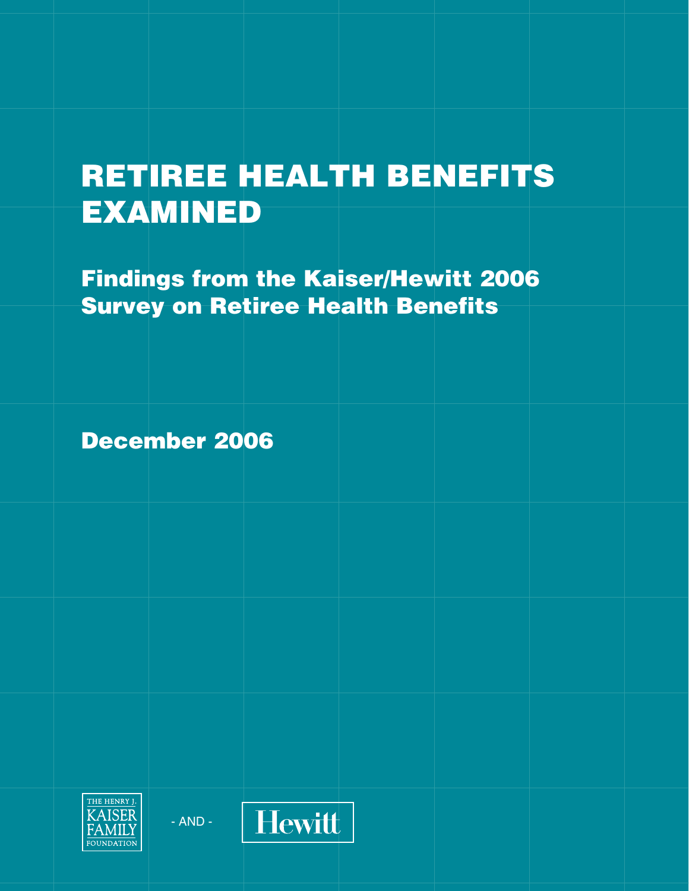# RETIREE HEALTH BENEFITS EXAMINED

## Findings from the Kaiser/Hewitt 2006 Survey on Retiree Health Benefits

December 2006

THE HENRY J. KAISER FAMILY FOUNDATION

- AND -

Hewitt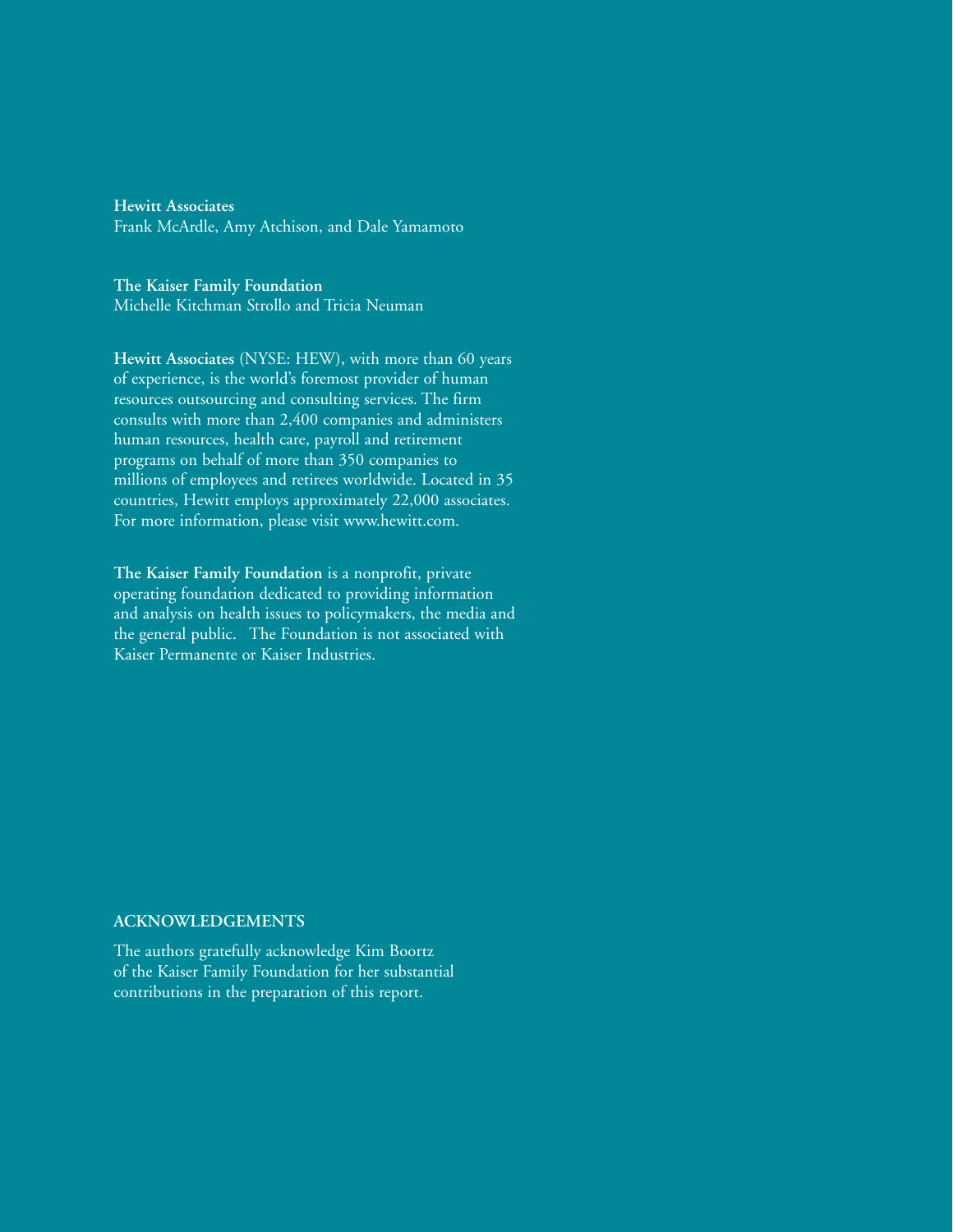**Hewitt Associates**
Frank McArdle, Amy Atchison, and Dale Yamamoto

**The Kaiser Family Foundation**
Michelle Kitchman Strollo and Tricia Neuman

**Hewitt Associates** (NYSE: HEW), with more than 60 years of experience, is the world's foremost provider of human resources outsourcing and consulting services. The firm consults with more than 2,400 companies and administers human resources, health care, payroll and retirement programs on behalf of more than 350 companies to millions of employees and retirees worldwide. Located in 35 countries, Hewitt employs approximately 22,000 associates. For more information, please visit www.hewitt.com.

**The Kaiser Family Foundation** is a nonprofit, private operating foundation dedicated to providing information and analysis on health issues to policymakers, the media and the general public. The Foundation is not associated with Kaiser Permanente or Kaiser Industries.

## ACKNOWLEDGEMENTS

The authors gratefully acknowledge Kim Boortz of the Kaiser Family Foundation for her substantial contributions in the preparation of this report.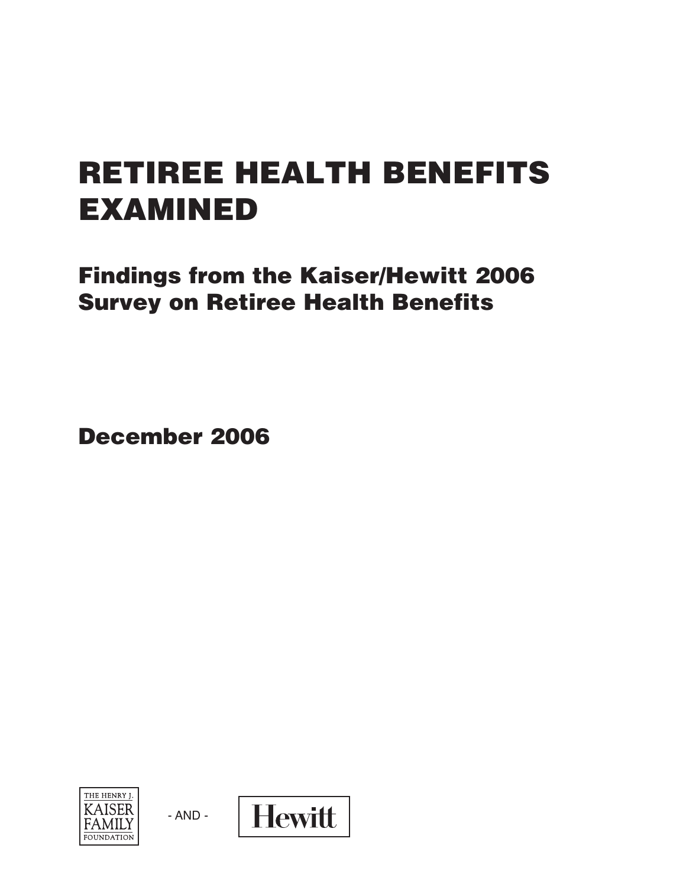# RETIREE HEALTH BENEFITS EXAMINED

## Findings from the Kaiser/Hewitt 2006 Survey on Retiree Health Benefits

## December 2006

THE HENRY J. KAISER FAMILY FOUNDATION

- AND -

Hewitt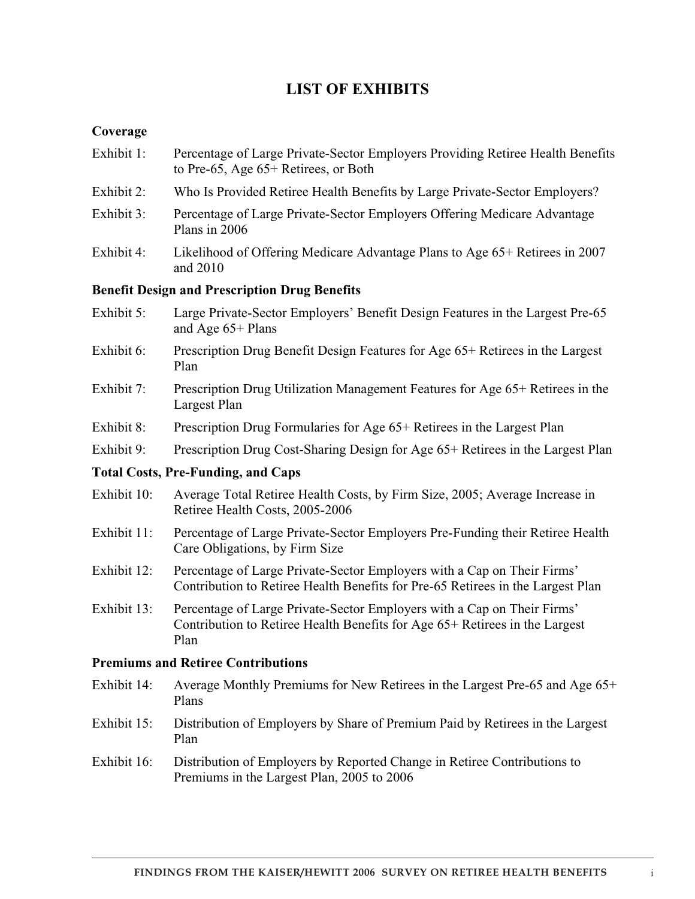# LIST OF EXHIBITS

**Coverage**

Exhibit 1: Percentage of Large Private-Sector Employers Providing Retiree Health Benefits to Pre-65, Age 65+ Retirees, or Both

Exhibit 2: Who Is Provided Retiree Health Benefits by Large Private-Sector Employers?

Exhibit 3: Percentage of Large Private-Sector Employers Offering Medicare Advantage Plans in 2006

Exhibit 4: Likelihood of Offering Medicare Advantage Plans to Age 65+ Retirees in 2007 and 2010

**Benefit Design and Prescription Drug Benefits**

Exhibit 5: Large Private-Sector Employers' Benefit Design Features in the Largest Pre-65 and Age 65+ Plans

Exhibit 6: Prescription Drug Benefit Design Features for Age 65+ Retirees in the Largest Plan

Exhibit 7: Prescription Drug Utilization Management Features for Age 65+ Retirees in the Largest Plan

Exhibit 8: Prescription Drug Formularies for Age 65+ Retirees in the Largest Plan

Exhibit 9: Prescription Drug Cost-Sharing Design for Age 65+ Retirees in the Largest Plan

**Total Costs, Pre-Funding, and Caps**

Exhibit 10: Average Total Retiree Health Costs, by Firm Size, 2005; Average Increase in Retiree Health Costs, 2005-2006

Exhibit 11: Percentage of Large Private-Sector Employers Pre-Funding their Retiree Health Care Obligations, by Firm Size

Exhibit 12: Percentage of Large Private-Sector Employers with a Cap on Their Firms' Contribution to Retiree Health Benefits for Pre-65 Retirees in the Largest Plan

Exhibit 13: Percentage of Large Private-Sector Employers with a Cap on Their Firms' Contribution to Retiree Health Benefits for Age 65+ Retirees in the Largest Plan

**Premiums and Retiree Contributions**

Exhibit 14: Average Monthly Premiums for New Retirees in the Largest Pre-65 and Age 65+ Plans

Exhibit 15: Distribution of Employers by Share of Premium Paid by Retirees in the Largest Plan

Exhibit 16: Distribution of Employers by Reported Change in Retiree Contributions to Premiums in the Largest Plan, 2005 to 2006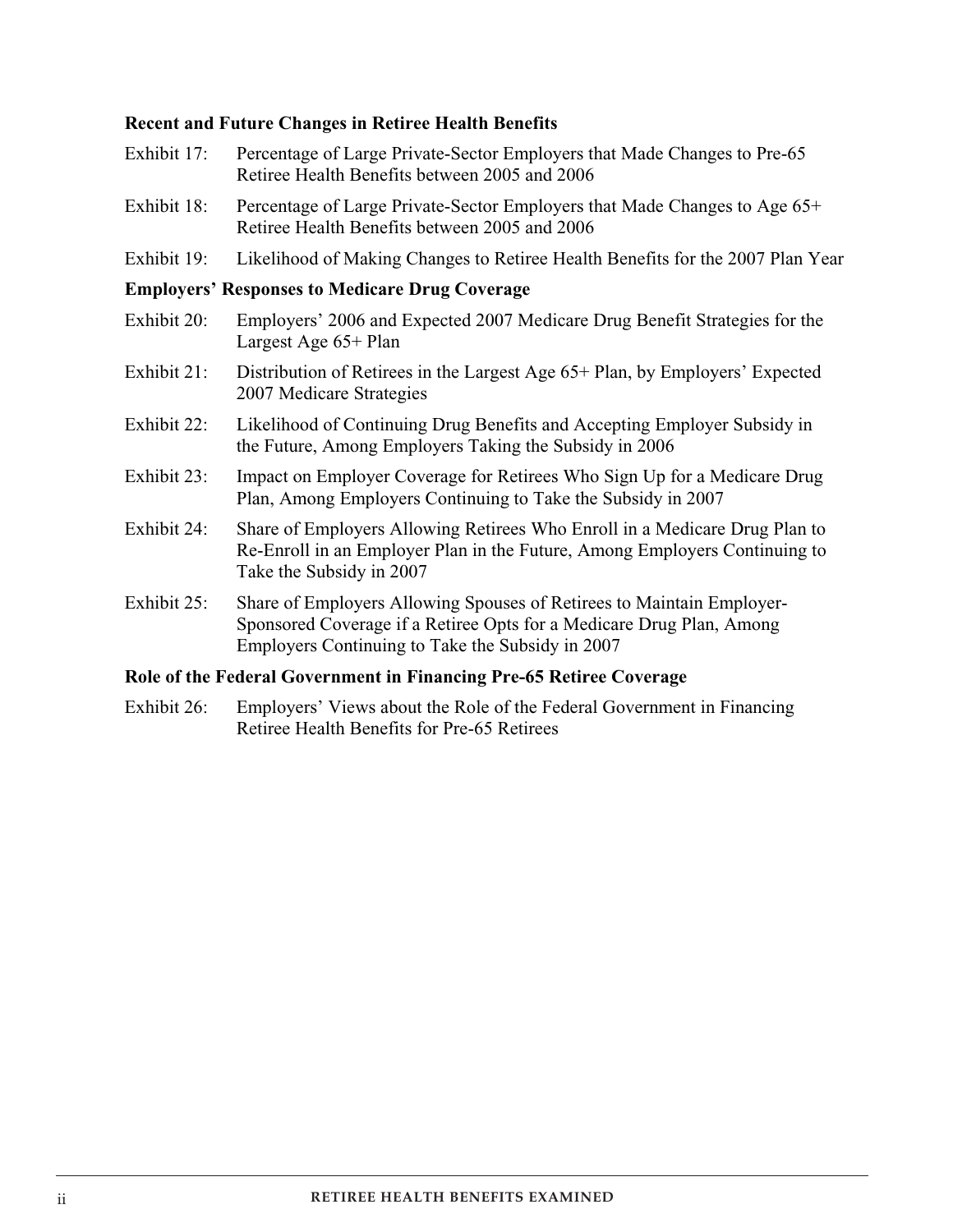**Recent and Future Changes in Retiree Health Benefits**

Exhibit 17: Percentage of Large Private-Sector Employers that Made Changes to Pre-65 Retiree Health Benefits between 2005 and 2006

Exhibit 18: Percentage of Large Private-Sector Employers that Made Changes to Age 65+ Retiree Health Benefits between 2005 and 2006

Exhibit 19: Likelihood of Making Changes to Retiree Health Benefits for the 2007 Plan Year

**Employers' Responses to Medicare Drug Coverage**

Exhibit 20: Employers' 2006 and Expected 2007 Medicare Drug Benefit Strategies for the Largest Age 65+ Plan

Exhibit 21: Distribution of Retirees in the Largest Age 65+ Plan, by Employers' Expected 2007 Medicare Strategies

Exhibit 22: Likelihood of Continuing Drug Benefits and Accepting Employer Subsidy in the Future, Among Employers Taking the Subsidy in 2006

Exhibit 23: Impact on Employer Coverage for Retirees Who Sign Up for a Medicare Drug Plan, Among Employers Continuing to Take the Subsidy in 2007

Exhibit 24: Share of Employers Allowing Retirees Who Enroll in a Medicare Drug Plan to Re-Enroll in an Employer Plan in the Future, Among Employers Continuing to Take the Subsidy in 2007

Exhibit 25: Share of Employers Allowing Spouses of Retirees to Maintain Employer-Sponsored Coverage if a Retiree Opts for a Medicare Drug Plan, Among Employers Continuing to Take the Subsidy in 2007

**Role of the Federal Government in Financing Pre-65 Retiree Coverage**

Exhibit 26: Employers' Views about the Role of the Federal Government in Financing Retiree Health Benefits for Pre-65 Retirees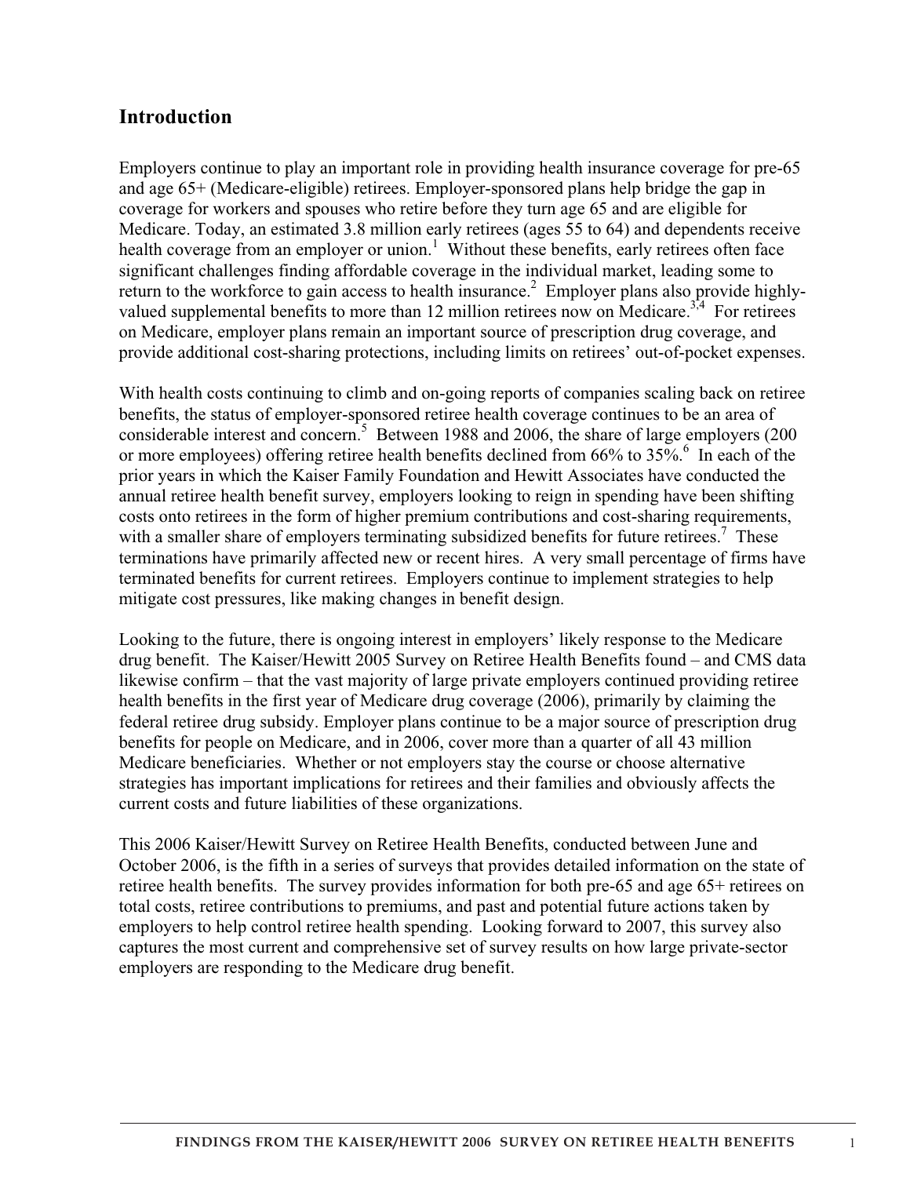## Introduction

Employers continue to play an important role in providing health insurance coverage for pre-65 and age 65+ (Medicare-eligible) retirees. Employer-sponsored plans help bridge the gap in coverage for workers and spouses who retire before they turn age 65 and are eligible for Medicare. Today, an estimated 3.8 million early retirees (ages 55 to 64) and dependents receive health coverage from an employer or union.[1] Without these benefits, early retirees often face significant challenges finding affordable coverage in the individual market, leading some to return to the workforce to gain access to health insurance.[2] Employer plans also provide highly-valued supplemental benefits to more than 12 million retirees now on Medicare.[3,4] For retirees on Medicare, employer plans remain an important source of prescription drug coverage, and provide additional cost-sharing protections, including limits on retirees' out-of-pocket expenses.

With health costs continuing to climb and on-going reports of companies scaling back on retiree benefits, the status of employer-sponsored retiree health coverage continues to be an area of considerable interest and concern.[5] Between 1988 and 2006, the share of large employers (200 or more employees) offering retiree health benefits declined from 66% to 35%.[6] In each of the prior years in which the Kaiser Family Foundation and Hewitt Associates have conducted the annual retiree health benefit survey, employers looking to reign in spending have been shifting costs onto retirees in the form of higher premium contributions and cost-sharing requirements, with a smaller share of employers terminating subsidized benefits for future retirees.[7] These terminations have primarily affected new or recent hires. A very small percentage of firms have terminated benefits for current retirees. Employers continue to implement strategies to help mitigate cost pressures, like making changes in benefit design.

Looking to the future, there is ongoing interest in employers' likely response to the Medicare drug benefit. The Kaiser/Hewitt 2005 Survey on Retiree Health Benefits found – and CMS data likewise confirm – that the vast majority of large private employers continued providing retiree health benefits in the first year of Medicare drug coverage (2006), primarily by claiming the federal retiree drug subsidy. Employer plans continue to be a major source of prescription drug benefits for people on Medicare, and in 2006, cover more than a quarter of all 43 million Medicare beneficiaries. Whether or not employers stay the course or choose alternative strategies has important implications for retirees and their families and obviously affects the current costs and future liabilities of these organizations.

This 2006 Kaiser/Hewitt Survey on Retiree Health Benefits, conducted between June and October 2006, is the fifth in a series of surveys that provides detailed information on the state of retiree health benefits. The survey provides information for both pre-65 and age 65+ retirees on total costs, retiree contributions to premiums, and past and potential future actions taken by employers to help control retiree health spending. Looking forward to 2007, this survey also captures the most current and comprehensive set of survey results on how large private-sector employers are responding to the Medicare drug benefit.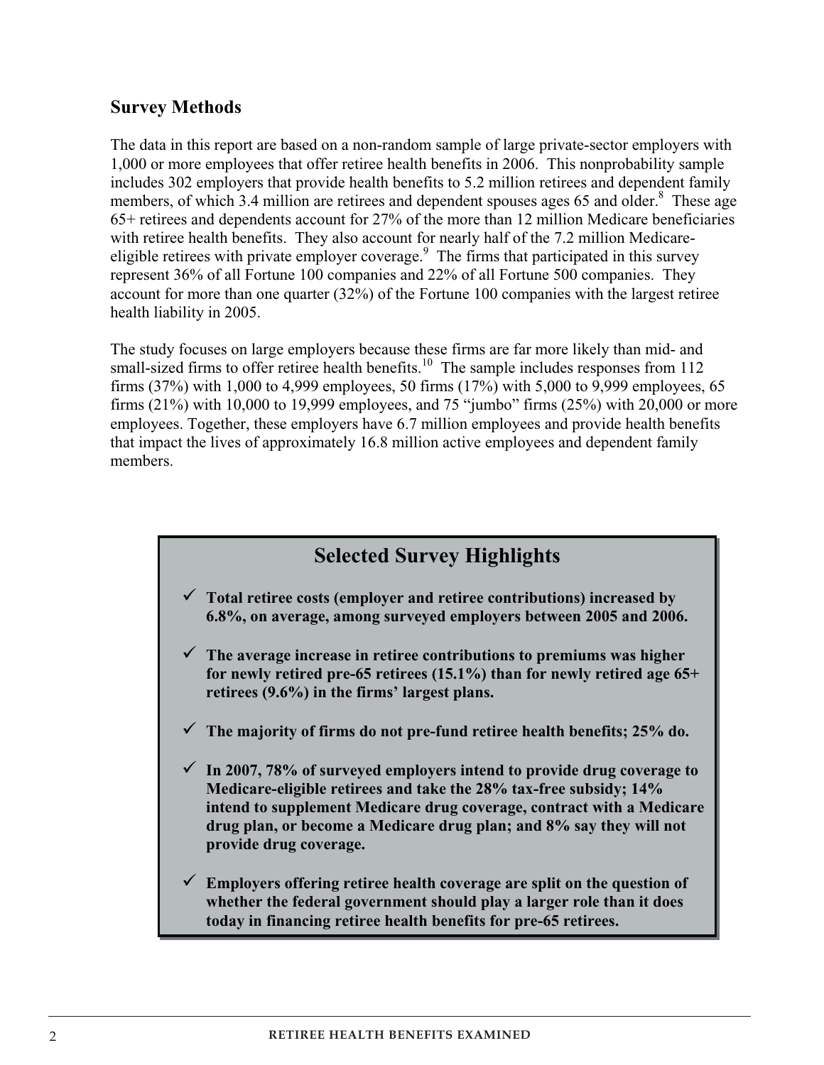## Survey Methods

The data in this report are based on a non-random sample of large private-sector employers with 1,000 or more employees that offer retiree health benefits in 2006. This nonprobability sample includes 302 employers that provide health benefits to 5.2 million retirees and dependent family members, of which 3.4 million are retirees and dependent spouses ages 65 and older.[8] These age 65+ retirees and dependents account for 27% of the more than 12 million Medicare beneficiaries with retiree health benefits. They also account for nearly half of the 7.2 million Medicare-eligible retirees with private employer coverage.[9] The firms that participated in this survey represent 36% of all Fortune 100 companies and 22% of all Fortune 500 companies. They account for more than one quarter (32%) of the Fortune 100 companies with the largest retiree health liability in 2005.

The study focuses on large employers because these firms are far more likely than mid- and small-sized firms to offer retiree health benefits.[10] The sample includes responses from 112 firms (37%) with 1,000 to 4,999 employees, 50 firms (17%) with 5,000 to 9,999 employees, 65 firms (21%) with 10,000 to 19,999 employees, and 75 "jumbo" firms (25%) with 20,000 or more employees. Together, these employers have 6.7 million employees and provide health benefits that impact the lives of approximately 16.8 million active employees and dependent family members.

### Selected Survey Highlights

- ✓ **Total retiree costs (employer and retiree contributions) increased by 6.8%, on average, among surveyed employers between 2005 and 2006.**
- ✓ **The average increase in retiree contributions to premiums was higher for newly retired pre-65 retirees (15.1%) than for newly retired age 65+ retirees (9.6%) in the firms' largest plans.**
- ✓ **The majority of firms do not pre-fund retiree health benefits; 25% do.**
- ✓ **In 2007, 78% of surveyed employers intend to provide drug coverage to Medicare-eligible retirees and take the 28% tax-free subsidy; 14% intend to supplement Medicare drug coverage, contract with a Medicare drug plan, or become a Medicare drug plan; and 8% say they will not provide drug coverage.**
- ✓ **Employers offering retiree health coverage are split on the question of whether the federal government should play a larger role than it does today in financing retiree health benefits for pre-65 retirees.**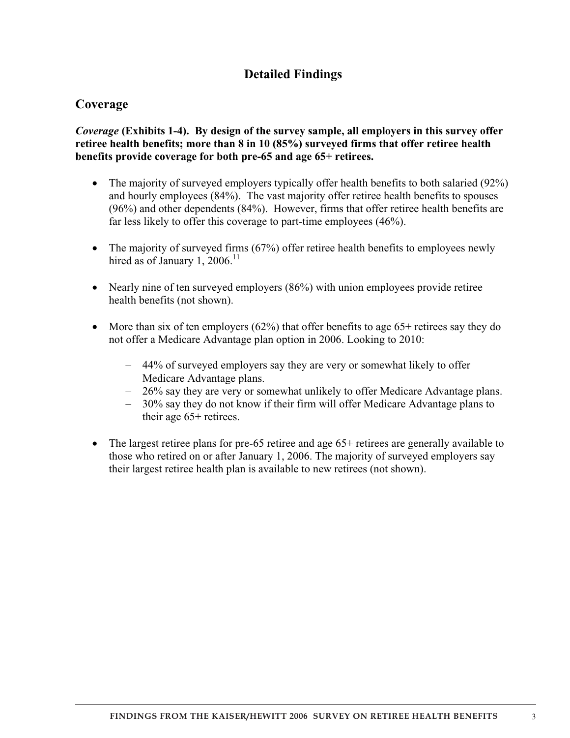# Detailed Findings

## Coverage

***Coverage* (Exhibits 1-4). By design of the survey sample, all employers in this survey offer retiree health benefits; more than 8 in 10 (85%) surveyed firms that offer retiree health benefits provide coverage for both pre-65 and age 65+ retirees.**

- The majority of surveyed employers typically offer health benefits to both salaried (92%) and hourly employees (84%). The vast majority offer retiree health benefits to spouses (96%) and other dependents (84%). However, firms that offer retiree health benefits are far less likely to offer this coverage to part-time employees (46%).

- The majority of surveyed firms (67%) offer retiree health benefits to employees newly hired as of January 1, 2006.[11]

- Nearly nine of ten surveyed employers (86%) with union employees provide retiree health benefits (not shown).

- More than six of ten employers (62%) that offer benefits to age 65+ retirees say they do not offer a Medicare Advantage plan option in 2006. Looking to 2010:

    - 44% of surveyed employers say they are very or somewhat likely to offer Medicare Advantage plans.
    - 26% say they are very or somewhat unlikely to offer Medicare Advantage plans.
    - 30% say they do not know if their firm will offer Medicare Advantage plans to their age 65+ retirees.

- The largest retiree plans for pre-65 retiree and age 65+ retirees are generally available to those who retired on or after January 1, 2006. The majority of surveyed employers say their largest retiree health plan is available to new retirees (not shown).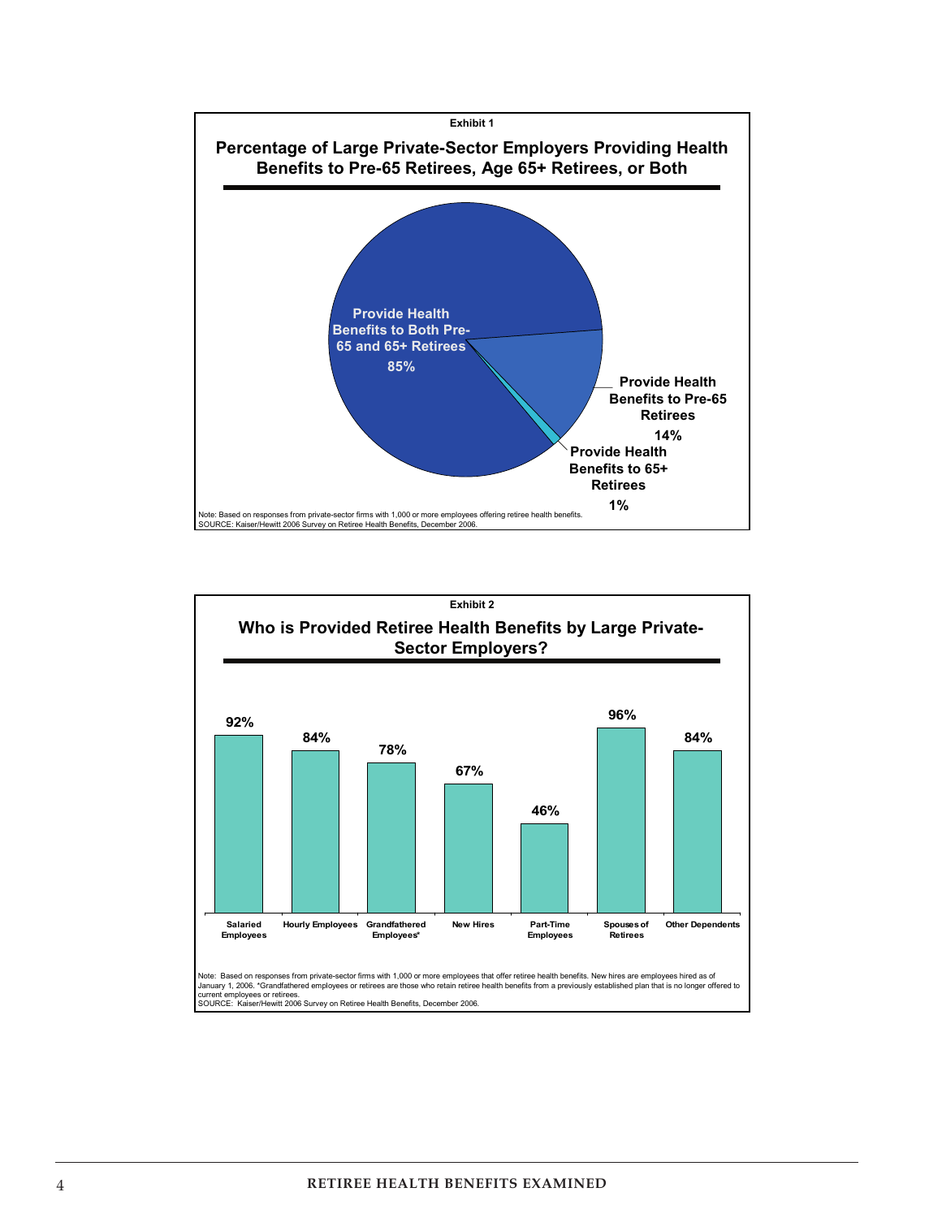**Exhibit 1**

## Percentage of Large Private-Sector Employers Providing Health Benefits to Pre-65 Retirees, Age 65+ Retirees, or Both

| Category | Percentage |
| --- | --- |
| Provide Health Benefits to Both Pre-65 and 65+ Retirees | 85% |
| Provide Health Benefits to Pre-65 Retirees | 14% |
| Provide Health Benefits to 65+ Retirees | 1% |

Note: Based on responses from private-sector firms with 1,000 or more employees offering retiree health benefits.
SOURCE: Kaiser/Hewitt 2006 Survey on Retiree Health Benefits, December 2006.

**Exhibit 2**

## Who is Provided Retiree Health Benefits by Large Private-Sector Employers?

| Group | Percentage |
| --- | --- |
| Salaried Employees | 92% |
| Hourly Employees | 84% |
| Grandfathered Employees* | 78% |
| New Hires | 67% |
| Part-Time Employees | 46% |
| Spouses of Retirees | 96% |
| Other Dependents | 84% |

Note: Based on responses from private-sector firms with 1,000 or more employees that offer retiree health benefits. New hires are employees hired as of January 1, 2006. *Grandfathered employees or retirees are those who retain retiree health benefits from a previously established plan that is no longer offered to current employees or retirees.
SOURCE: Kaiser/Hewitt 2006 Survey on Retiree Health Benefits, December 2006.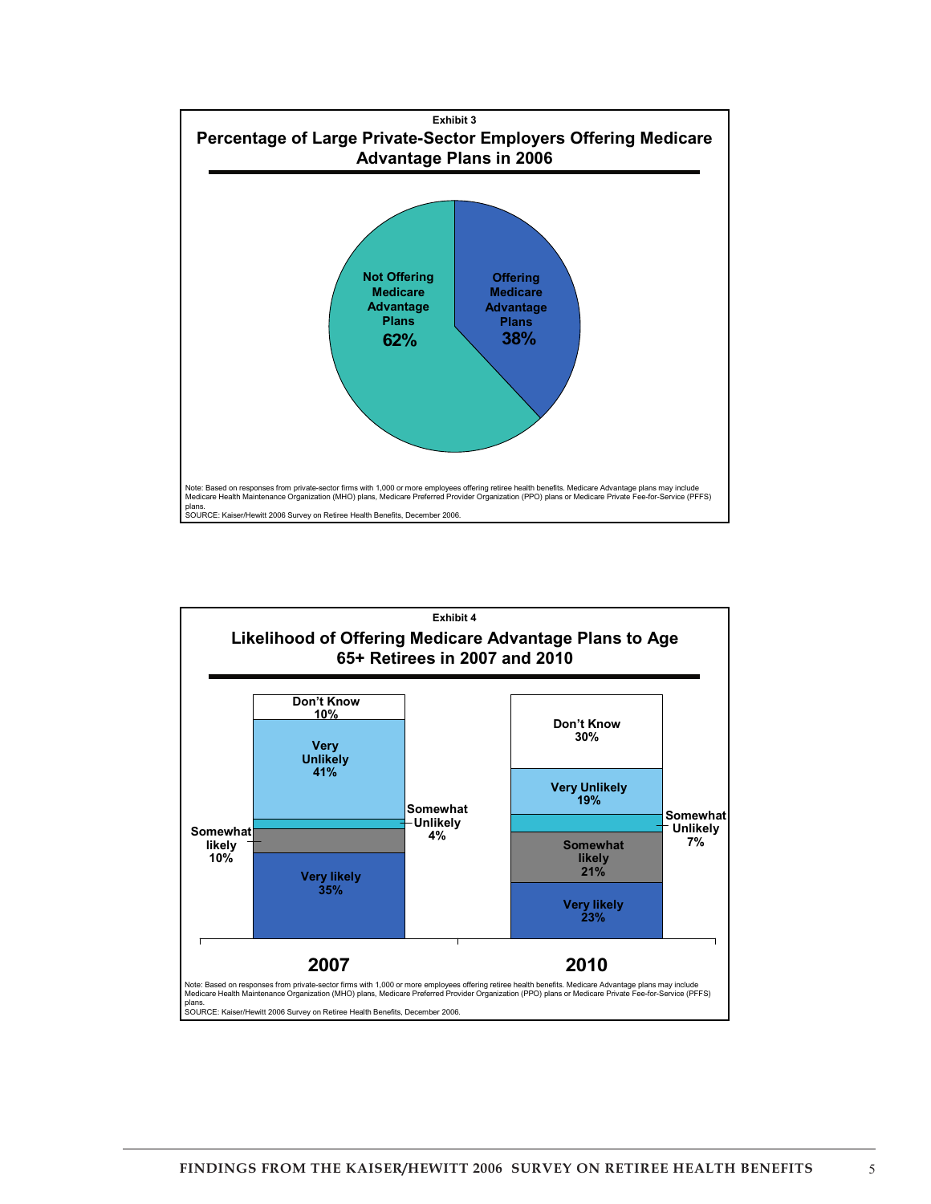Exhibit 3

**Percentage of Large Private-Sector Employers Offering Medicare Advantage Plans in 2006**

| Category | Percentage |
|---|---|
| Offering Medicare Advantage Plans | 38% |
| Not Offering Medicare Advantage Plans | 62% |

Note: Based on responses from private-sector firms with 1,000 or more employees offering retiree health benefits. Medicare Advantage plans may include Medicare Health Maintenance Organization (MHO) plans, Medicare Preferred Provider Organization (PPO) plans or Medicare Private Fee-for-Service (PFFS) plans.
SOURCE: Kaiser/Hewitt 2006 Survey on Retiree Health Benefits, December 2006.

Exhibit 4

**Likelihood of Offering Medicare Advantage Plans to Age 65+ Retirees in 2007 and 2010**

| | 2007 | 2010 |
|---|---|---|
| Very likely | 35% | 23% |
| Somewhat likely | 10% | 21% |
| Somewhat Unlikely | 4% | 7% |
| Very Unlikely | 41% | 19% |
| Don't Know | 10% | 30% |

Note: Based on responses from private-sector firms with 1,000 or more employees offering retiree health benefits. Medicare Advantage plans may include Medicare Health Maintenance Organization (MHO) plans, Medicare Preferred Provider Organization (PPO) plans or Medicare Private Fee-for-Service (PFFS) plans.
SOURCE: Kaiser/Hewitt 2006 Survey on Retiree Health Benefits, December 2006.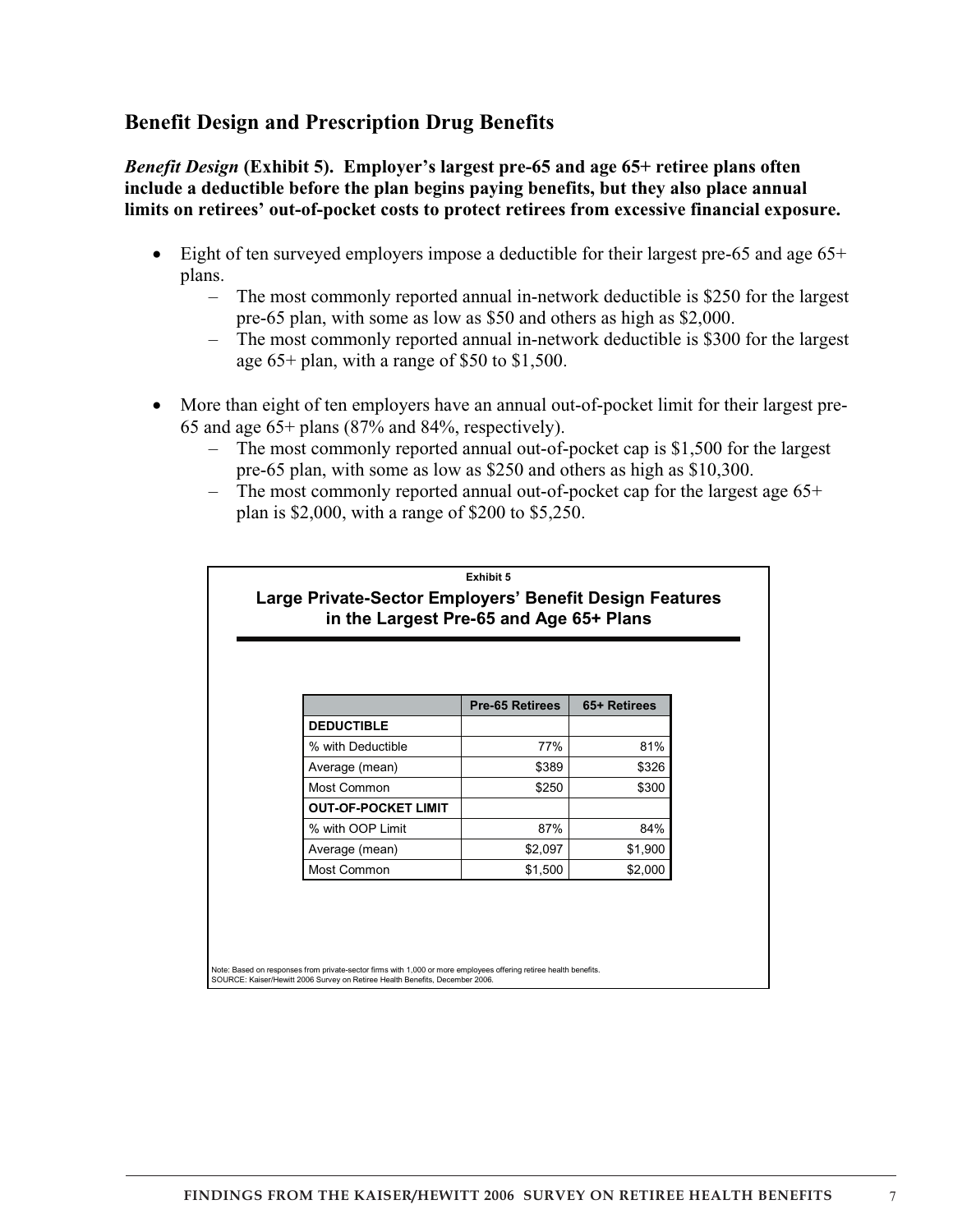## Benefit Design and Prescription Drug Benefits

***Benefit Design* (Exhibit 5). Employer's largest pre-65 and age 65+ retiree plans often include a deductible before the plan begins paying benefits, but they also place annual limits on retirees' out-of-pocket costs to protect retirees from excessive financial exposure.**

- Eight of ten surveyed employers impose a deductible for their largest pre-65 and age 65+ plans.
  - The most commonly reported annual in-network deductible is $250 for the largest pre-65 plan, with some as low as $50 and others as high as $2,000.
  - The most commonly reported annual in-network deductible is $300 for the largest age 65+ plan, with a range of $50 to $1,500.

- More than eight of ten employers have an annual out-of-pocket limit for their largest pre-65 and age 65+ plans (87% and 84%, respectively).
  - The most commonly reported annual out-of-pocket cap is $1,500 for the largest pre-65 plan, with some as low as $250 and others as high as $10,300.
  - The most commonly reported annual out-of-pocket cap for the largest age 65+ plan is $2,000, with a range of $200 to $5,250.

**Exhibit 5**

**Large Private-Sector Employers' Benefit Design Features in the Largest Pre-65 and Age 65+ Plans**

| | Pre-65 Retirees | 65+ Retirees |
|---|---|---|
| **DEDUCTIBLE** | | |
| % with Deductible | 77% | 81% |
| Average (mean) | $389 | $326 |
| Most Common | $250 | $300 |
| **OUT-OF-POCKET LIMIT** | | |
| % with OOP Limit | 87% | 84% |
| Average (mean) | $2,097 | $1,900 |
| Most Common | $1,500 | $2,000 |

Note: Based on responses from private-sector firms with 1,000 or more employees offering retiree health benefits.
SOURCE: Kaiser/Hewitt 2006 Survey on Retiree Health Benefits, December 2006.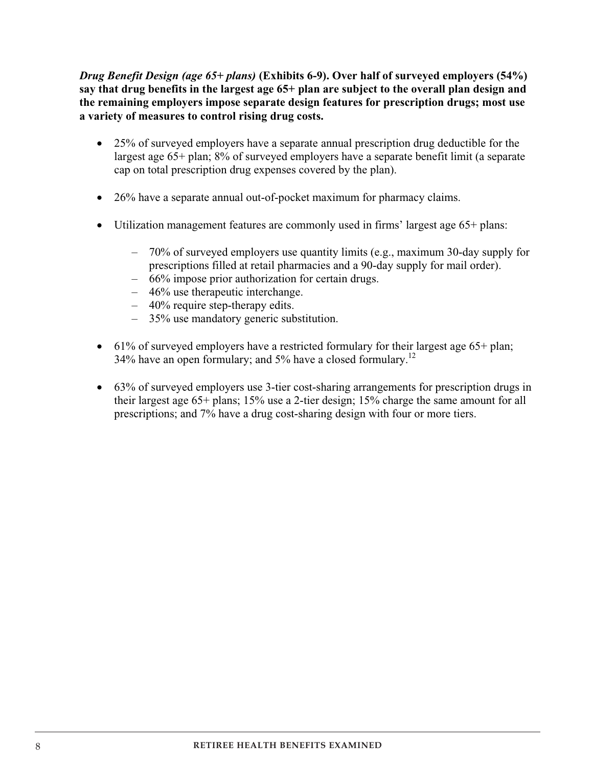***Drug Benefit Design (age 65+ plans)*** **(Exhibits 6-9). Over half of surveyed employers (54%) say that drug benefits in the largest age 65+ plan are subject to the overall plan design and the remaining employers impose separate design features for prescription drugs; most use a variety of measures to control rising drug costs.**

- 25% of surveyed employers have a separate annual prescription drug deductible for the largest age 65+ plan; 8% of surveyed employers have a separate benefit limit (a separate cap on total prescription drug expenses covered by the plan).

- 26% have a separate annual out-of-pocket maximum for pharmacy claims.

- Utilization management features are commonly used in firms' largest age 65+ plans:

  - 70% of surveyed employers use quantity limits (e.g., maximum 30-day supply for prescriptions filled at retail pharmacies and a 90-day supply for mail order).
  - 66% impose prior authorization for certain drugs.
  - 46% use therapeutic interchange.
  - 40% require step-therapy edits.
  - 35% use mandatory generic substitution.

- 61% of surveyed employers have a restricted formulary for their largest age 65+ plan; 34% have an open formulary; and 5% have a closed formulary.[12]

- 63% of surveyed employers use 3-tier cost-sharing arrangements for prescription drugs in their largest age 65+ plans; 15% use a 2-tier design; 15% charge the same amount for all prescriptions; and 7% have a drug cost-sharing design with four or more tiers.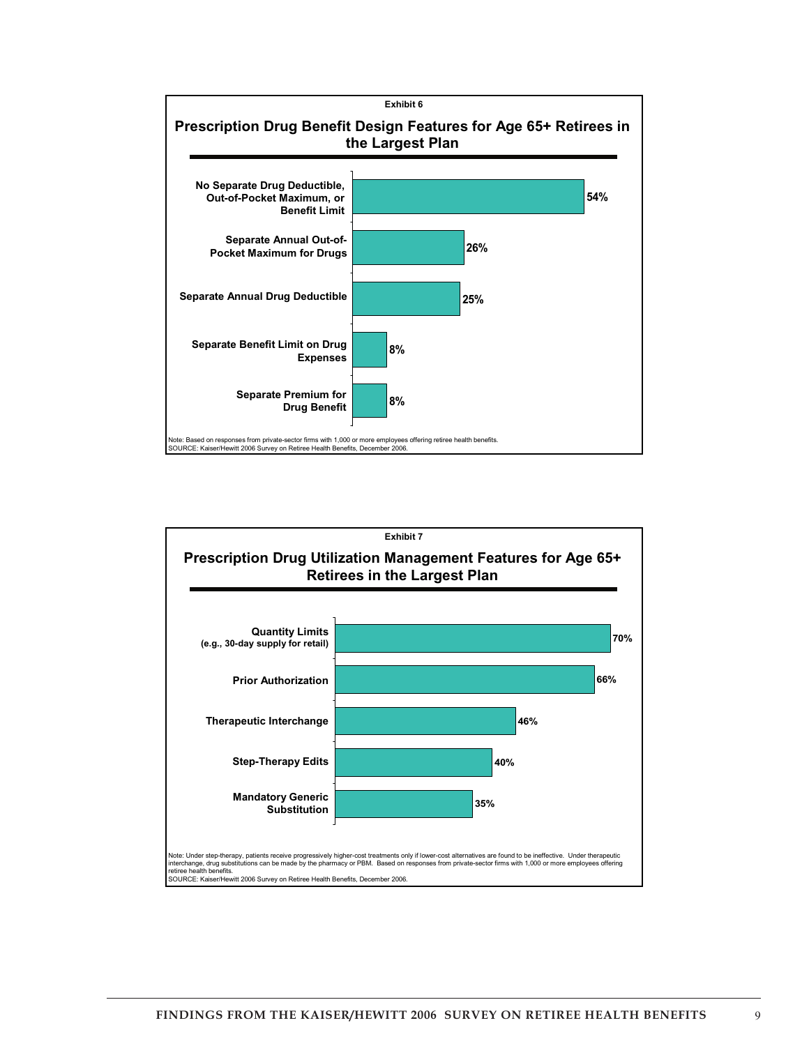**Exhibit 6**

## Prescription Drug Benefit Design Features for Age 65+ Retirees in the Largest Plan

| Feature | Percent |
| --- | --- |
| No Separate Drug Deductible, Out-of-Pocket Maximum, or Benefit Limit | 54% |
| Separate Annual Out-of-Pocket Maximum for Drugs | 26% |
| Separate Annual Drug Deductible | 25% |
| Separate Benefit Limit on Drug Expenses | 8% |
| Separate Premium for Drug Benefit | 8% |

Note: Based on responses from private-sector firms with 1,000 or more employees offering retiree health benefits.
SOURCE: Kaiser/Hewitt 2006 Survey on Retiree Health Benefits, December 2006.

**Exhibit 7**

## Prescription Drug Utilization Management Features for Age 65+ Retirees in the Largest Plan

| Feature | Percent |
| --- | --- |
| Quantity Limits (e.g., 30-day supply for retail) | 70% |
| Prior Authorization | 66% |
| Therapeutic Interchange | 46% |
| Step-Therapy Edits | 40% |
| Mandatory Generic Substitution | 35% |

Note: Under step-therapy, patients receive progressively higher-cost treatments only if lower-cost alternatives are found to be ineffective. Under therapeutic interchange, drug substitutions can be made by the pharmacy or PBM. Based on responses from private-sector firms with 1,000 or more employees offering retiree health benefits.
SOURCE: Kaiser/Hewitt 2006 Survey on Retiree Health Benefits, December 2006.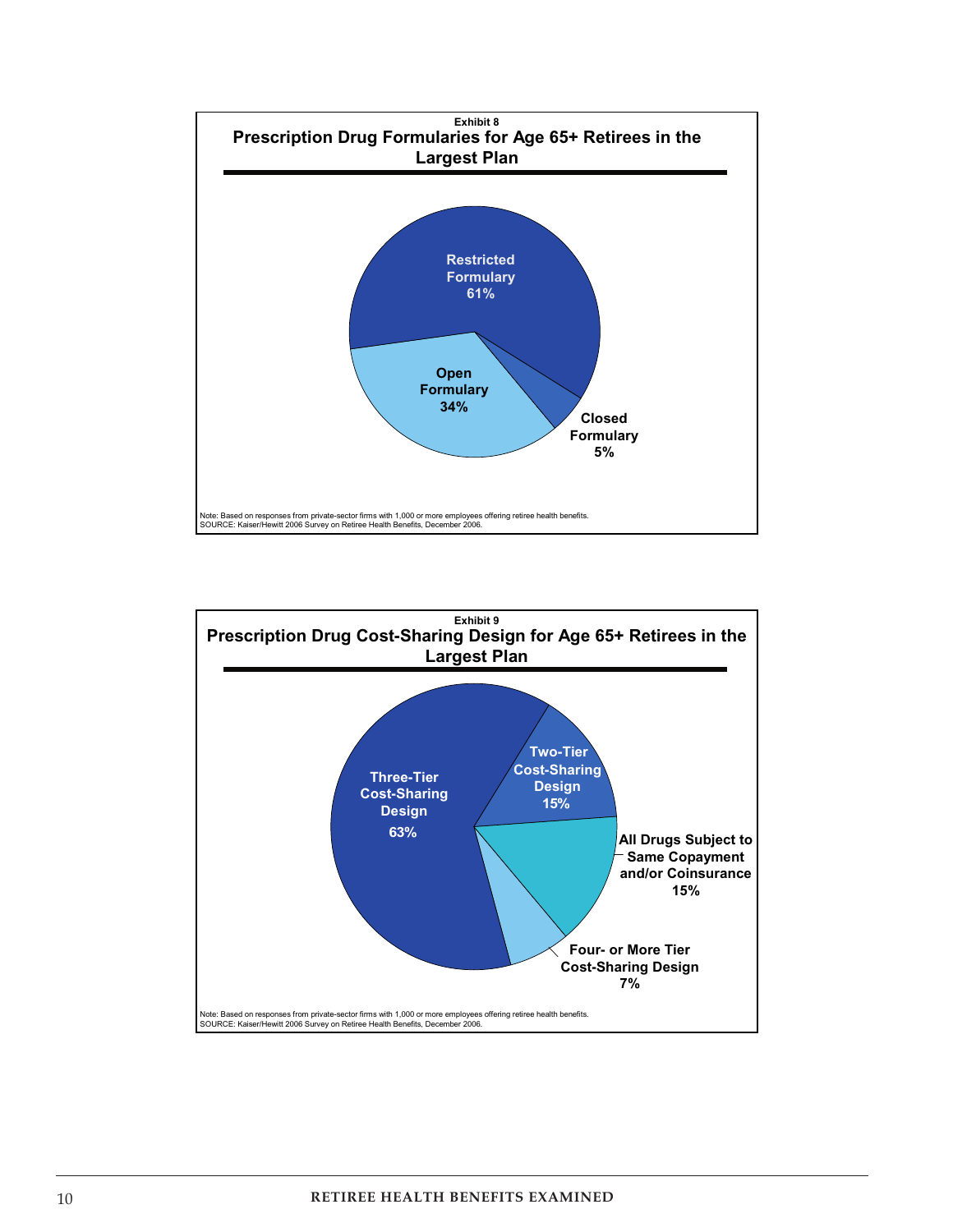**Exhibit 8**

## Prescription Drug Formularies for Age 65+ Retirees in the Largest Plan

| Formulary Type | Percent |
|---|---|
| Restricted Formulary | 61% |
| Open Formulary | 34% |
| Closed Formulary | 5% |

Note: Based on responses from private-sector firms with 1,000 or more employees offering retiree health benefits.
SOURCE: Kaiser/Hewitt 2006 Survey on Retiree Health Benefits, December 2006.

**Exhibit 9**

## Prescription Drug Cost-Sharing Design for Age 65+ Retirees in the Largest Plan

| Cost-Sharing Design | Percent |
|---|---|
| Three-Tier Cost-Sharing Design | 63% |
| Two-Tier Cost-Sharing Design | 15% |
| All Drugs Subject to Same Copayment and/or Coinsurance | 15% |
| Four- or More Tier Cost-Sharing Design | 7% |

Note: Based on responses from private-sector firms with 1,000 or more employees offering retiree health benefits.
SOURCE: Kaiser/Hewitt 2006 Survey on Retiree Health Benefits, December 2006.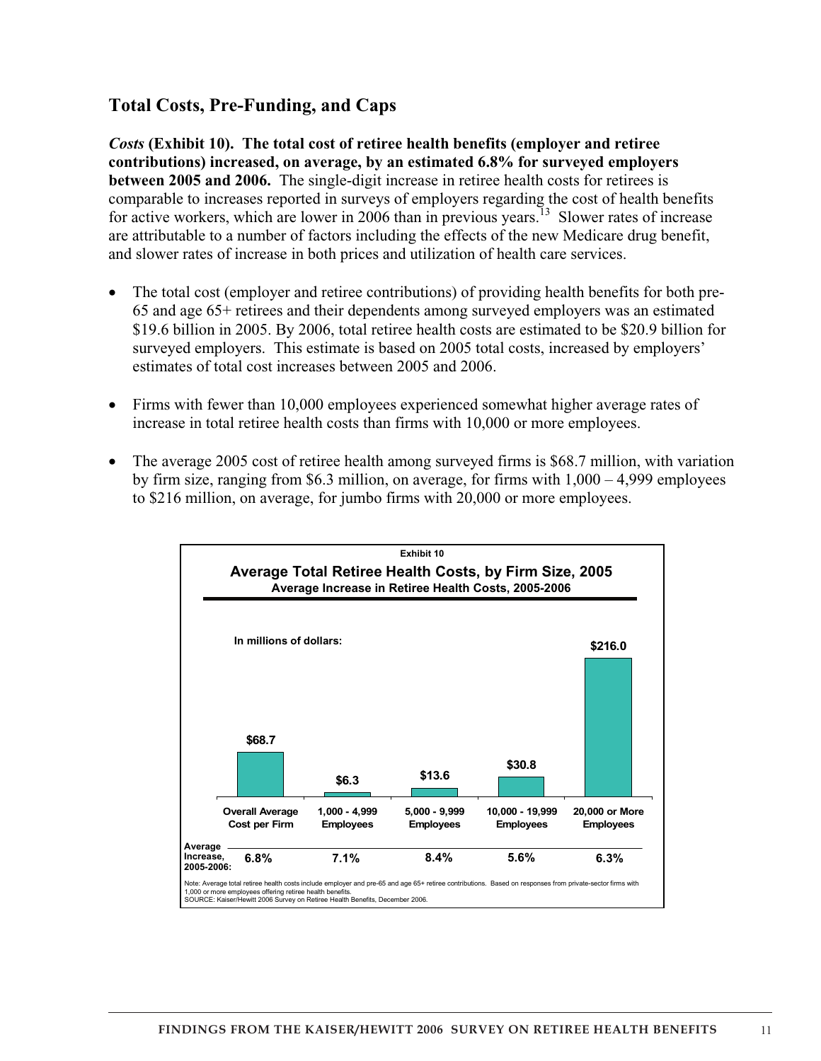## Total Costs, Pre-Funding, and Caps

***Costs* (Exhibit 10). The total cost of retiree health benefits (employer and retiree contributions) increased, on average, by an estimated 6.8% for surveyed employers between 2005 and 2006.** The single-digit increase in retiree health costs for retirees is comparable to increases reported in surveys of employers regarding the cost of health benefits for active workers, which are lower in 2006 than in previous years.[13] Slower rates of increase are attributable to a number of factors including the effects of the new Medicare drug benefit, and slower rates of increase in both prices and utilization of health care services.

- The total cost (employer and retiree contributions) of providing health benefits for both pre-65 and age 65+ retirees and their dependents among surveyed employers was an estimated $19.6 billion in 2005. By 2006, total retiree health costs are estimated to be $20.9 billion for surveyed employers. This estimate is based on 2005 total costs, increased by employers' estimates of total cost increases between 2005 and 2006.
- Firms with fewer than 10,000 employees experienced somewhat higher average rates of increase in total retiree health costs than firms with 10,000 or more employees.
- The average 2005 cost of retiree health among surveyed firms is $68.7 million, with variation by firm size, ranging from $6.3 million, on average, for firms with 1,000 – 4,999 employees to $216 million, on average, for jumbo firms with 20,000 or more employees.

**Exhibit 10**

**Average Total Retiree Health Costs, by Firm Size, 2005**

**Average Increase in Retiree Health Costs, 2005-2006**

In millions of dollars:

| | Overall Average Cost per Firm | 1,000 - 4,999 Employees | 5,000 - 9,999 Employees | 10,000 - 19,999 Employees | 20,000 or More Employees |
|---|---|---|---|---|---|
| Average Total Retiree Health Costs, 2005 | $68.7 | $6.3 | $13.6 | $30.8 | $216.0 |
| Average Increase, 2005-2006 | 6.8% | 7.1% | 8.4% | 5.6% | 6.3% |

Note: Average total retiree health costs include employer and pre-65 and age 65+ retiree contributions. Based on responses from private-sector firms with 1,000 or more employees offering retiree health benefits.
SOURCE: Kaiser/Hewitt 2006 Survey on Retiree Health Benefits, December 2006.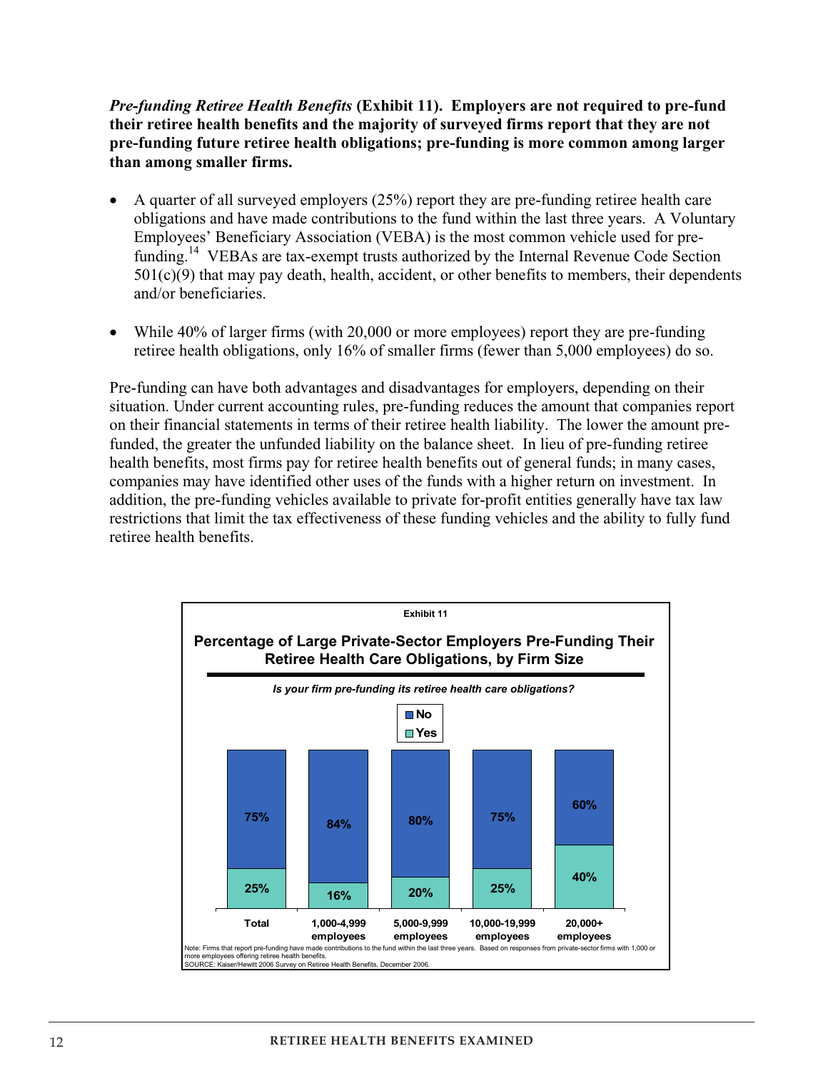***Pre-funding Retiree Health Benefits*** **(Exhibit 11). Employers are not required to pre-fund their retiree health benefits and the majority of surveyed firms report that they are not pre-funding future retiree health obligations; pre-funding is more common among larger than among smaller firms.**

- A quarter of all surveyed employers (25%) report they are pre-funding retiree health care obligations and have made contributions to the fund within the last three years. A Voluntary Employees' Beneficiary Association (VEBA) is the most common vehicle used for pre-funding.[14] VEBAs are tax-exempt trusts authorized by the Internal Revenue Code Section 501(c)(9) that may pay death, health, accident, or other benefits to members, their dependents and/or beneficiaries.

- While 40% of larger firms (with 20,000 or more employees) report they are pre-funding retiree health obligations, only 16% of smaller firms (fewer than 5,000 employees) do so.

Pre-funding can have both advantages and disadvantages for employers, depending on their situation. Under current accounting rules, pre-funding reduces the amount that companies report on their financial statements in terms of their retiree health liability. The lower the amount pre-funded, the greater the unfunded liability on the balance sheet. In lieu of pre-funding retiree health benefits, most firms pay for retiree health benefits out of general funds; in many cases, companies may have identified other uses of the funds with a higher return on investment. In addition, the pre-funding vehicles available to private for-profit entities generally have tax law restrictions that limit the tax effectiveness of these funding vehicles and the ability to fully fund retiree health benefits.

**Exhibit 11**

**Percentage of Large Private-Sector Employers Pre-Funding Their Retiree Health Care Obligations, by Firm Size**

***Is your firm pre-funding its retiree health care obligations?***

| | Total | 1,000-4,999 employees | 5,000-9,999 employees | 10,000-19,999 employees | 20,000+ employees |
|---|---|---|---|---|---|
| No | 75% | 84% | 80% | 75% | 60% |
| Yes | 25% | 16% | 20% | 25% | 40% |

Note: Firms that report pre-funding have made contributions to the fund within the last three years. Based on responses from private-sector firms with 1,000 or more employees offering retiree health benefits.
SOURCE: Kaiser/Hewitt 2006 Survey on Retiree Health Benefits, December 2006.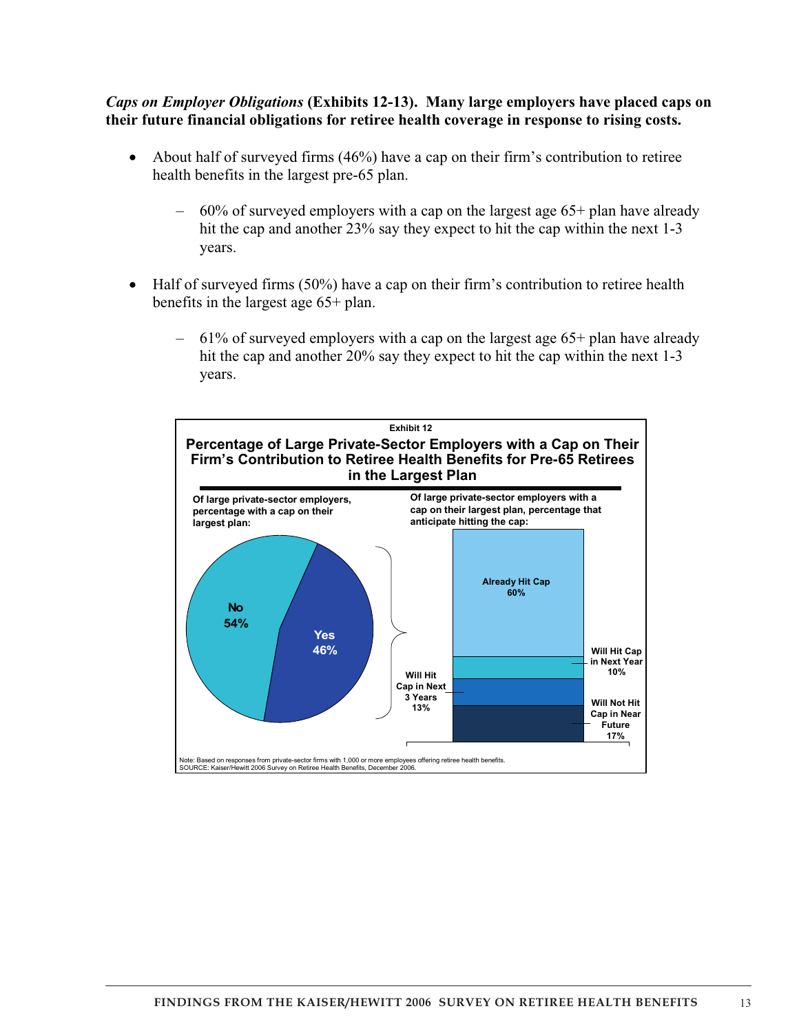***Caps on Employer Obligations*** **(Exhibits 12-13). Many large employers have placed caps on their future financial obligations for retiree health coverage in response to rising costs.**

- About half of surveyed firms (46%) have a cap on their firm's contribution to retiree health benefits in the largest pre-65 plan.
  - 60% of surveyed employers with a cap on the largest age 65+ plan have already hit the cap and another 23% say they expect to hit the cap within the next 1-3 years.
- Half of surveyed firms (50%) have a cap on their firm's contribution to retiree health benefits in the largest age 65+ plan.
  - 61% of surveyed employers with a cap on the largest age 65+ plan have already hit the cap and another 20% say they expect to hit the cap within the next 1-3 years.

**Exhibit 12**

**Percentage of Large Private-Sector Employers with a Cap on Their Firm's Contribution to Retiree Health Benefits for Pre-65 Retirees in the Largest Plan**

**Of large private-sector employers, percentage with a cap on their largest plan:**

| Response | Percentage |
|---|---|
| No | 54% |
| Yes | 46% |

**Of large private-sector employers with a cap on their largest plan, percentage that anticipate hitting the cap:**

| Response | Percentage |
|---|---|
| Already Hit Cap | 60% |
| Will Hit Cap in Next Year | 10% |
| Will Hit Cap in Next 3 Years | 13% |
| Will Not Hit Cap in Near Future | 17% |

Note: Based on responses from private-sector firms with 1,000 or more employees offering retiree health benefits.
SOURCE: Kaiser/Hewitt 2006 Survey on Retiree Health Benefits, December 2006.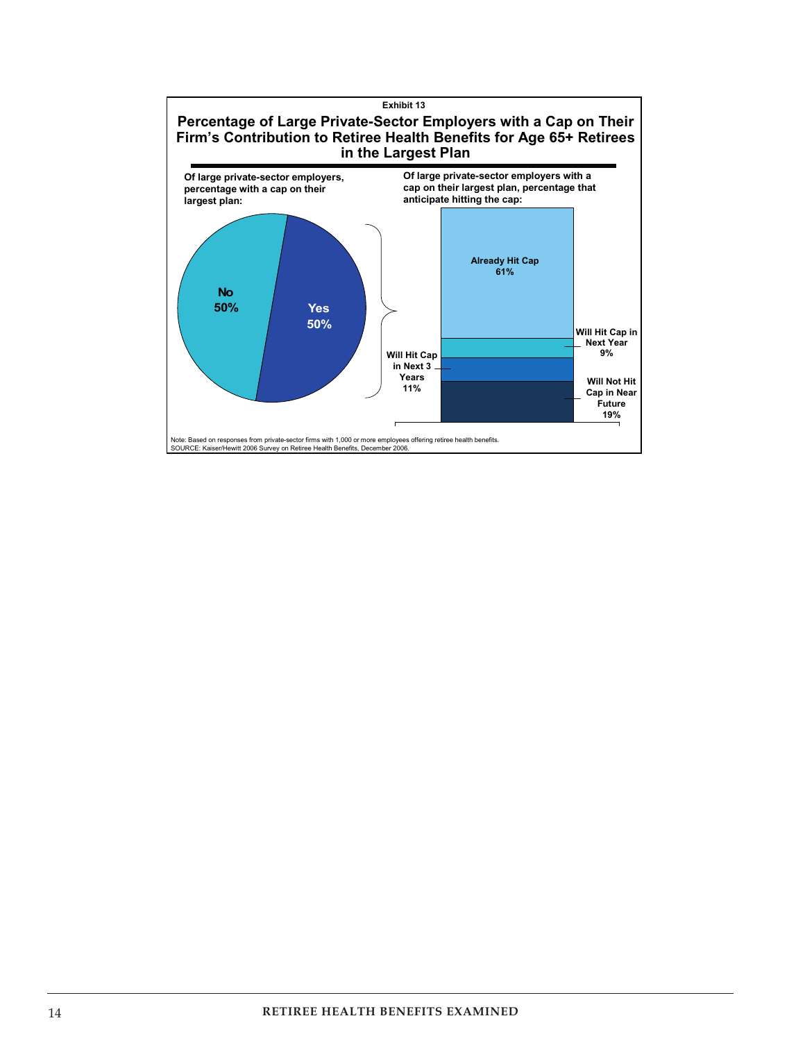Exhibit 13

## Percentage of Large Private-Sector Employers with a Cap on Their Firm's Contribution to Retiree Health Benefits for Age 65+ Retirees in the Largest Plan

**Of large private-sector employers, percentage with a cap on their largest plan:**

- No 50%
- Yes 50%

**Of large private-sector employers with a cap on their largest plan, percentage that anticipate hitting the cap:**

- Already Hit Cap 61%
- Will Hit Cap in Next Year 9%
- Will Hit Cap in Next 3 Years 11%
- Will Not Hit Cap in Near Future 19%

Note: Based on responses from private-sector firms with 1,000 or more employees offering retiree health benefits.
SOURCE: Kaiser/Hewitt 2006 Survey on Retiree Health Benefits, December 2006.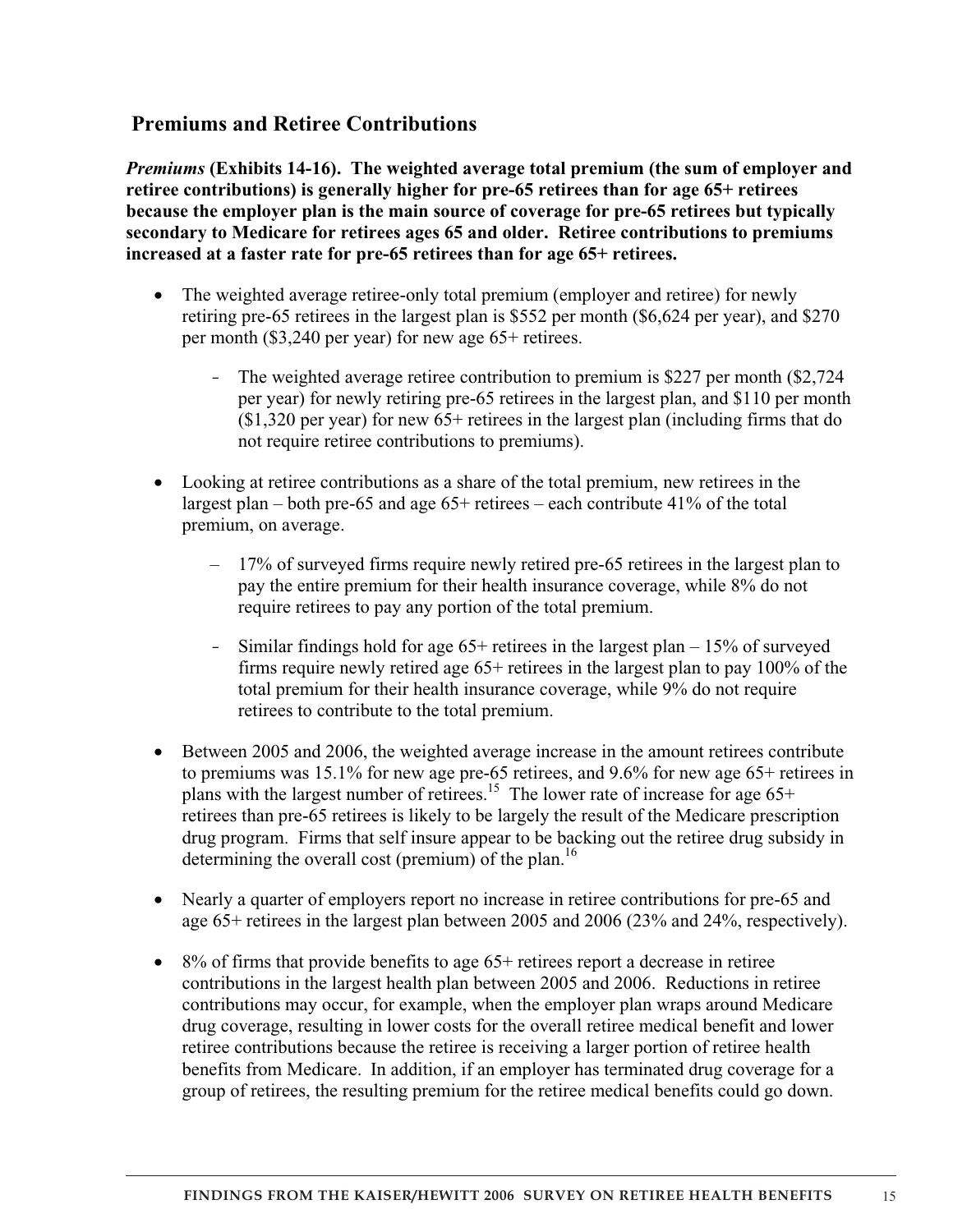## Premiums and Retiree Contributions

***Premiums*** **(Exhibits 14-16). The weighted average total premium (the sum of employer and retiree contributions) is generally higher for pre-65 retirees than for age 65+ retirees because the employer plan is the main source of coverage for pre-65 retirees but typically secondary to Medicare for retirees ages 65 and older. Retiree contributions to premiums increased at a faster rate for pre-65 retirees than for age 65+ retirees.**

- The weighted average retiree-only total premium (employer and retiree) for newly retiring pre-65 retirees in the largest plan is $552 per month ($6,624 per year), and $270 per month ($3,240 per year) for new age 65+ retirees.
  - The weighted average retiree contribution to premium is $227 per month ($2,724 per year) for newly retiring pre-65 retirees in the largest plan, and $110 per month ($1,320 per year) for new 65+ retirees in the largest plan (including firms that do not require retiree contributions to premiums).
- Looking at retiree contributions as a share of the total premium, new retirees in the largest plan – both pre-65 and age 65+ retirees – each contribute 41% of the total premium, on average.
  - 17% of surveyed firms require newly retired pre-65 retirees in the largest plan to pay the entire premium for their health insurance coverage, while 8% do not require retirees to pay any portion of the total premium.
  - Similar findings hold for age 65+ retirees in the largest plan – 15% of surveyed firms require newly retired age 65+ retirees in the largest plan to pay 100% of the total premium for their health insurance coverage, while 9% do not require retirees to contribute to the total premium.
- Between 2005 and 2006, the weighted average increase in the amount retirees contribute to premiums was 15.1% for new age pre-65 retirees, and 9.6% for new age 65+ retirees in plans with the largest number of retirees.[15] The lower rate of increase for age 65+ retirees than pre-65 retirees is likely to be largely the result of the Medicare prescription drug program. Firms that self insure appear to be backing out the retiree drug subsidy in determining the overall cost (premium) of the plan.[16]
- Nearly a quarter of employers report no increase in retiree contributions for pre-65 and age 65+ retirees in the largest plan between 2005 and 2006 (23% and 24%, respectively).
- 8% of firms that provide benefits to age 65+ retirees report a decrease in retiree contributions in the largest health plan between 2005 and 2006. Reductions in retiree contributions may occur, for example, when the employer plan wraps around Medicare drug coverage, resulting in lower costs for the overall retiree medical benefit and lower retiree contributions because the retiree is receiving a larger portion of retiree health benefits from Medicare. In addition, if an employer has terminated drug coverage for a group of retirees, the resulting premium for the retiree medical benefits could go down.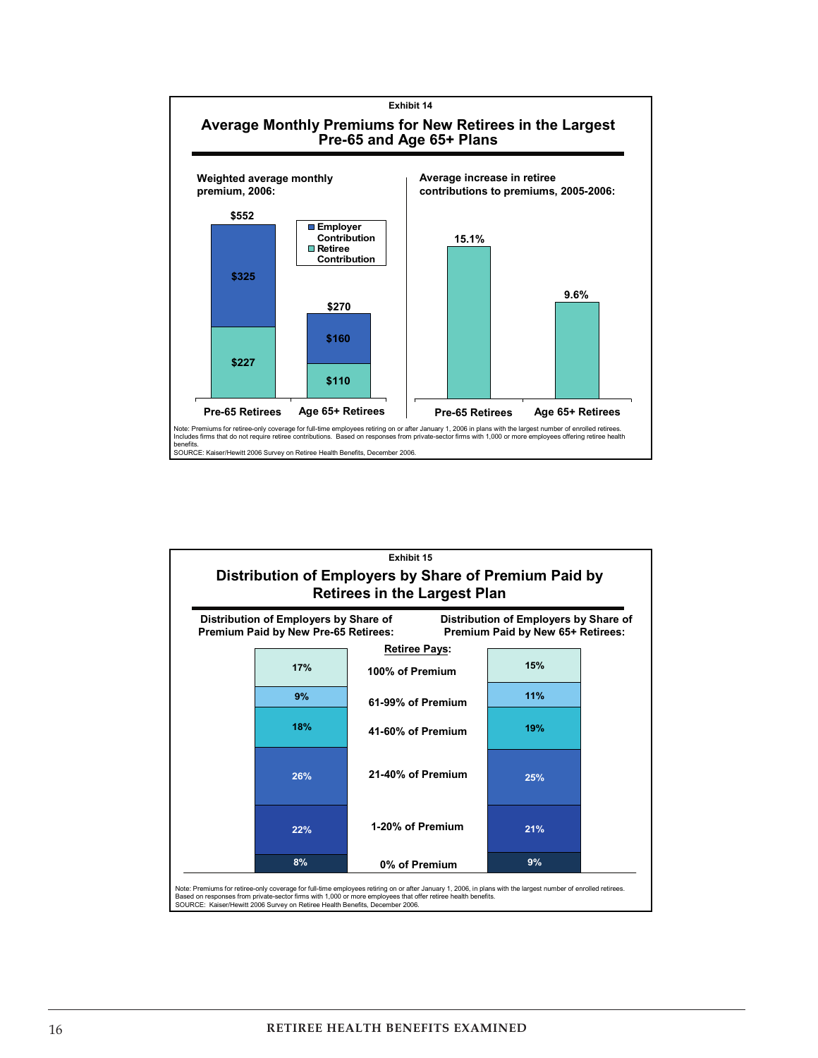**Exhibit 14**

## Average Monthly Premiums for New Retirees in the Largest Pre-65 and Age 65+ Plans

**Weighted average monthly premium, 2006:**

| | Pre-65 Retirees | Age 65+ Retirees |
|---|---|---|
| Employer Contribution | $325 | $160 |
| Retiree Contribution | $227 | $110 |
| Total | $552 | $270 |

**Average increase in retiree contributions to premiums, 2005-2006:**

| Pre-65 Retirees | Age 65+ Retirees |
|---|---|
| 15.1% | 9.6% |

Note: Premiums for retiree-only coverage for full-time employees retiring on or after January 1, 2006 in plans with the largest number of enrolled retirees. Includes firms that do not require retiree contributions. Based on responses from private-sector firms with 1,000 or more employees offering retiree health benefits.
SOURCE: Kaiser/Hewitt 2006 Survey on Retiree Health Benefits, December 2006.

**Exhibit 15**

## Distribution of Employers by Share of Premium Paid by Retirees in the Largest Plan

| Retiree Pays: | Distribution of Employers by Share of Premium Paid by New Pre-65 Retirees: | Distribution of Employers by Share of Premium Paid by New 65+ Retirees: |
|---|---|---|
| 100% of Premium | 17% | 15% |
| 61-99% of Premium | 9% | 11% |
| 41-60% of Premium | 18% | 19% |
| 21-40% of Premium | 26% | 25% |
| 1-20% of Premium | 22% | 21% |
| 0% of Premium | 8% | 9% |

Note: Premiums for retiree-only coverage for full-time employees retiring on or after January 1, 2006, in plans with the largest number of enrolled retirees. Based on responses from private-sector firms with 1,000 or more employees that offer retiree health benefits.
SOURCE: Kaiser/Hewitt 2006 Survey on Retiree Health Benefits, December 2006.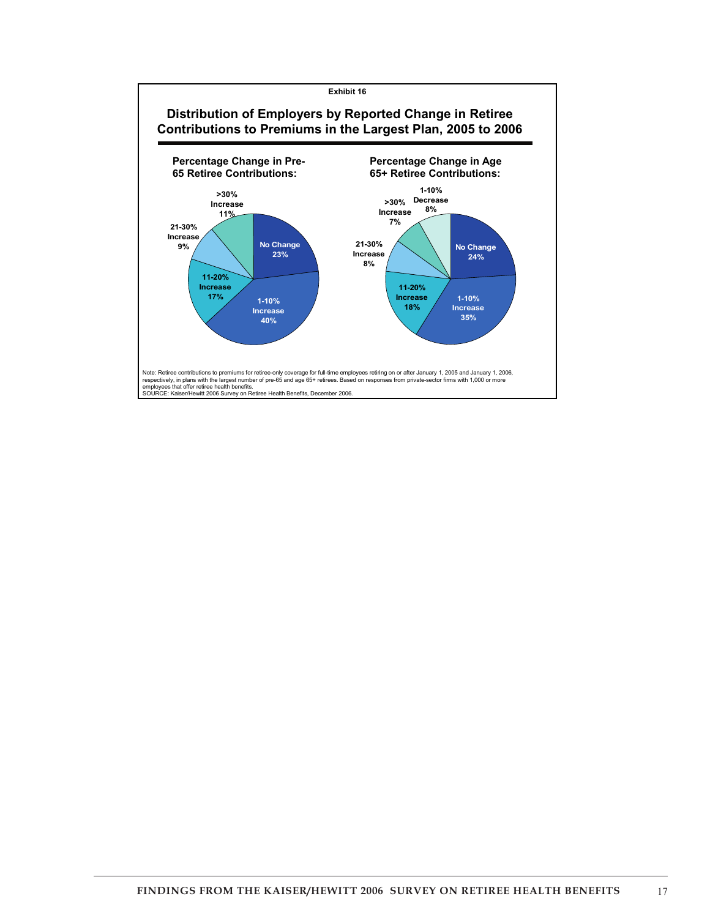Exhibit 16

## Distribution of Employers by Reported Change in Retiree Contributions to Premiums in the Largest Plan, 2005 to 2006

**Percentage Change in Pre-65 Retiree Contributions:**

| Change | Percent |
|---|---|
| No Change | 23% |
| 1-10% Increase | 40% |
| 11-20% Increase | 17% |
| 21-30% Increase | 9% |
| >30% Increase | 11% |

**Percentage Change in Age 65+ Retiree Contributions:**

| Change | Percent |
|---|---|
| No Change | 24% |
| 1-10% Increase | 35% |
| 11-20% Increase | 18% |
| 21-30% Increase | 8% |
| >30% Increase | 7% |
| 1-10% Decrease | 8% |

Note: Retiree contributions to premiums for retiree-only coverage for full-time employees retiring on or after January 1, 2005 and January 1, 2006, respectively, in plans with the largest number of pre-65 and age 65+ retirees. Based on responses from private-sector firms with 1,000 or more employees that offer retiree health benefits.
SOURCE: Kaiser/Hewitt 2006 Survey on Retiree Health Benefits, December 2006.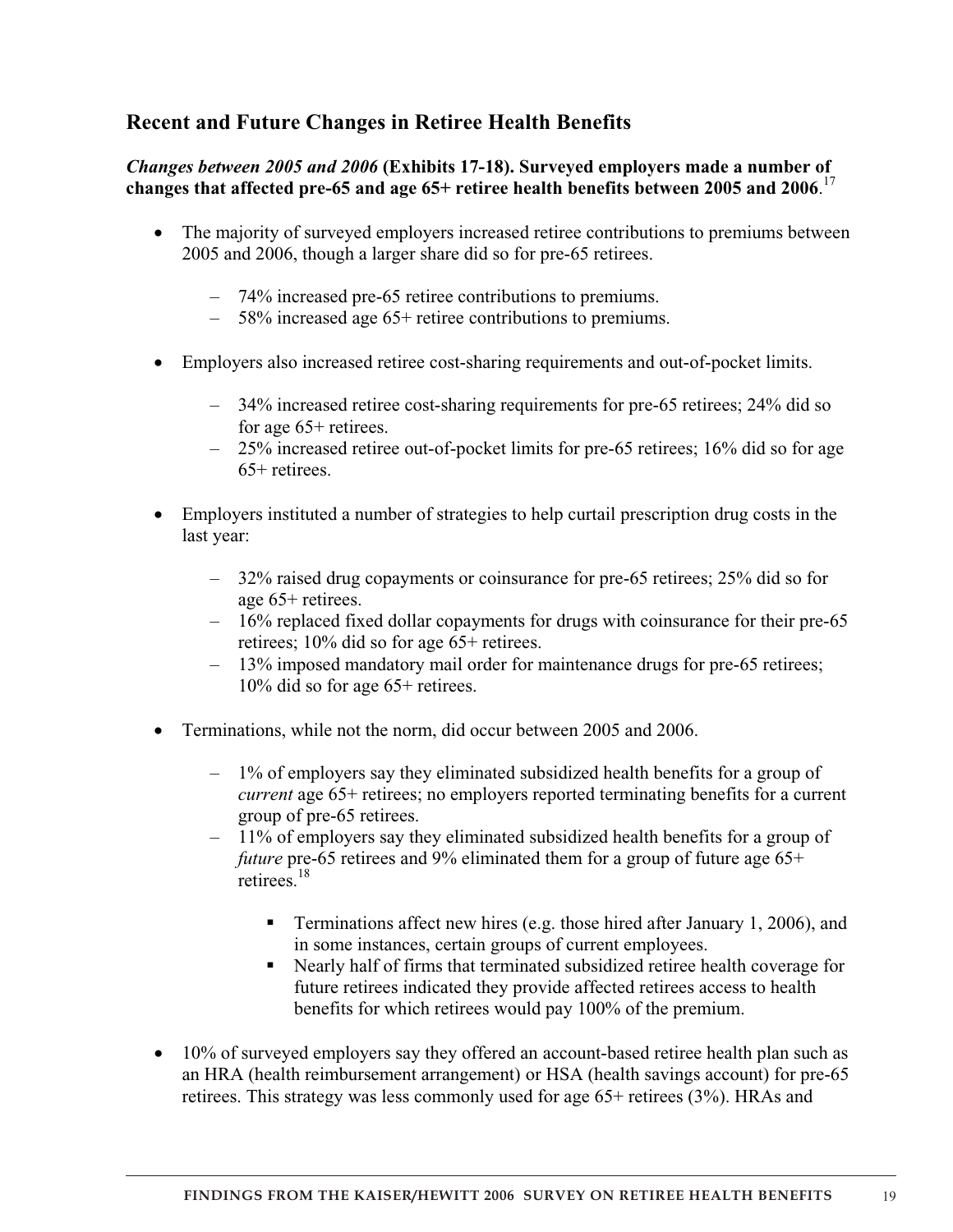## Recent and Future Changes in Retiree Health Benefits

***Changes between 2005 and 2006*** **(Exhibits 17-18). Surveyed employers made a number of changes that affected pre-65 and age 65+ retiree health benefits between 2005 and 2006**.[17]

- The majority of surveyed employers increased retiree contributions to premiums between 2005 and 2006, though a larger share did so for pre-65 retirees.
  - 74% increased pre-65 retiree contributions to premiums.
  - 58% increased age 65+ retiree contributions to premiums.
- Employers also increased retiree cost-sharing requirements and out-of-pocket limits.
  - 34% increased retiree cost-sharing requirements for pre-65 retirees; 24% did so for age 65+ retirees.
  - 25% increased retiree out-of-pocket limits for pre-65 retirees; 16% did so for age 65+ retirees.
- Employers instituted a number of strategies to help curtail prescription drug costs in the last year:
  - 32% raised drug copayments or coinsurance for pre-65 retirees; 25% did so for age 65+ retirees.
  - 16% replaced fixed dollar copayments for drugs with coinsurance for their pre-65 retirees; 10% did so for age 65+ retirees.
  - 13% imposed mandatory mail order for maintenance drugs for pre-65 retirees; 10% did so for age 65+ retirees.
- Terminations, while not the norm, did occur between 2005 and 2006.
  - 1% of employers say they eliminated subsidized health benefits for a group of *current* age 65+ retirees; no employers reported terminating benefits for a current group of pre-65 retirees.
  - 11% of employers say they eliminated subsidized health benefits for a group of *future* pre-65 retirees and 9% eliminated them for a group of future age 65+ retirees.[18]
    - Terminations affect new hires (e.g. those hired after January 1, 2006), and in some instances, certain groups of current employees.
    - Nearly half of firms that terminated subsidized retiree health coverage for future retirees indicated they provide affected retirees access to health benefits for which retirees would pay 100% of the premium.
- 10% of surveyed employers say they offered an account-based retiree health plan such as an HRA (health reimbursement arrangement) or HSA (health savings account) for pre-65 retirees. This strategy was less commonly used for age 65+ retirees (3%). HRAs and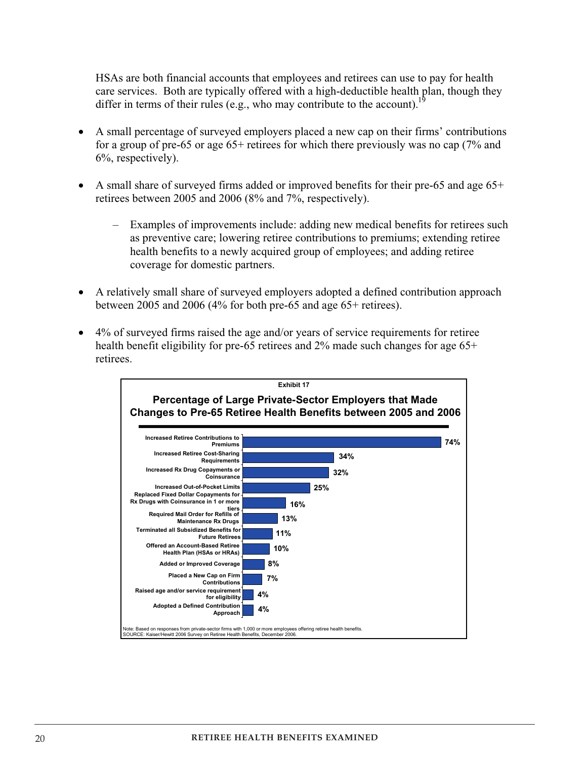HSAs are both financial accounts that employees and retirees can use to pay for health care services. Both are typically offered with a high-deductible health plan, though they differ in terms of their rules (e.g., who may contribute to the account).[19]

- A small percentage of surveyed employers placed a new cap on their firms' contributions for a group of pre-65 or age 65+ retirees for which there previously was no cap (7% and 6%, respectively).

- A small share of surveyed firms added or improved benefits for their pre-65 and age 65+ retirees between 2005 and 2006 (8% and 7%, respectively).

  – Examples of improvements include: adding new medical benefits for retirees such as preventive care; lowering retiree contributions to premiums; extending retiree health benefits to a newly acquired group of employees; and adding retiree coverage for domestic partners.

- A relatively small share of surveyed employers adopted a defined contribution approach between 2005 and 2006 (4% for both pre-65 and age 65+ retirees).

- 4% of surveyed firms raised the age and/or years of service requirements for retiree health benefit eligibility for pre-65 retirees and 2% made such changes for age 65+ retirees.

**Exhibit 17**

**Percentage of Large Private-Sector Employers that Made Changes to Pre-65 Retiree Health Benefits between 2005 and 2006**

| Change | Percentage |
|---|---|
| Increased Retiree Contributions to Premiums | 74% |
| Increased Retiree Cost-Sharing Requirements | 34% |
| Increased Rx Drug Copayments or Coinsurance | 32% |
| Increased Out-of-Pocket Limits | 25% |
| Replaced Fixed Dollar Copayments for Rx Drugs with Coinsurance in 1 or more tiers | 16% |
| Required Mail Order for Refills of Maintenance Rx Drugs | 13% |
| Terminated all Subsidized Benefits for Future Retirees | 11% |
| Offered an Account-Based Retiree Health Plan (HSAs or HRAs) | 10% |
| Added or Improved Coverage | 8% |
| Placed a New Cap on Firm Contributions | 7% |
| Raised age and/or service requirement for eligibility | 4% |
| Adopted a Defined Contribution Approach | 4% |

Note: Based on responses from private-sector firms with 1,000 or more employees offering retiree health benefits.
SOURCE: Kaiser/Hewitt 2006 Survey on Retiree Health Benefits, December 2006.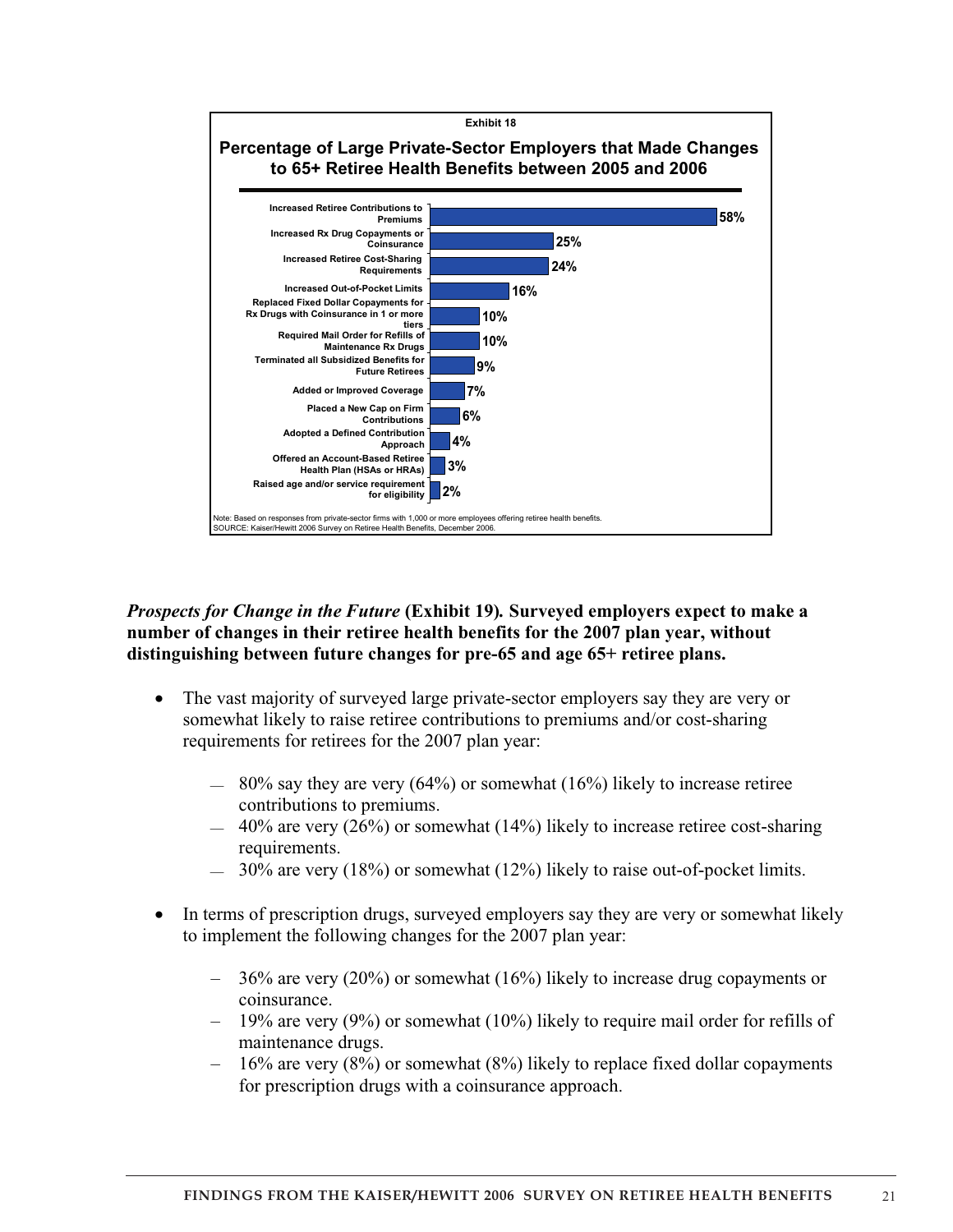Exhibit 18

**Percentage of Large Private-Sector Employers that Made Changes to 65+ Retiree Health Benefits between 2005 and 2006**

| Change | Percentage |
| --- | --- |
| Increased Retiree Contributions to Premiums | 58% |
| Increased Rx Drug Copayments or Coinsurance | 25% |
| Increased Retiree Cost-Sharing Requirements | 24% |
| Increased Out-of-Pocket Limits | 16% |
| Replaced Fixed Dollar Copayments for Rx Drugs with Coinsurance in 1 or more tiers | 10% |
| Required Mail Order for Refills of Maintenance Rx Drugs | 10% |
| Terminated all Subsidized Benefits for Future Retirees | 9% |
| Added or Improved Coverage | 7% |
| Placed a New Cap on Firm Contributions | 6% |
| Adopted a Defined Contribution Approach | 4% |
| Offered an Account-Based Retiree Health Plan (HSAs or HRAs) | 3% |
| Raised age and/or service requirement for eligibility | 2% |

Note: Based on responses from private-sector firms with 1,000 or more employees offering retiree health benefits.
SOURCE: Kaiser/Hewitt 2006 Survey on Retiree Health Benefits, December 2006.

***Prospects for Change in the Future*** **(Exhibit 19). Surveyed employers expect to make a number of changes in their retiree health benefits for the 2007 plan year, without distinguishing between future changes for pre-65 and age 65+ retiree plans.**

- The vast majority of surveyed large private-sector employers say they are very or somewhat likely to raise retiree contributions to premiums and/or cost-sharing requirements for retirees for the 2007 plan year:
  - 80% say they are very (64%) or somewhat (16%) likely to increase retiree contributions to premiums.
  - 40% are very (26%) or somewhat (14%) likely to increase retiree cost-sharing requirements.
  - 30% are very (18%) or somewhat (12%) likely to raise out-of-pocket limits.

- In terms of prescription drugs, surveyed employers say they are very or somewhat likely to implement the following changes for the 2007 plan year:
  - 36% are very (20%) or somewhat (16%) likely to increase drug copayments or coinsurance.
  - 19% are very (9%) or somewhat (10%) likely to require mail order for refills of maintenance drugs.
  - 16% are very (8%) or somewhat (8%) likely to replace fixed dollar copayments for prescription drugs with a coinsurance approach.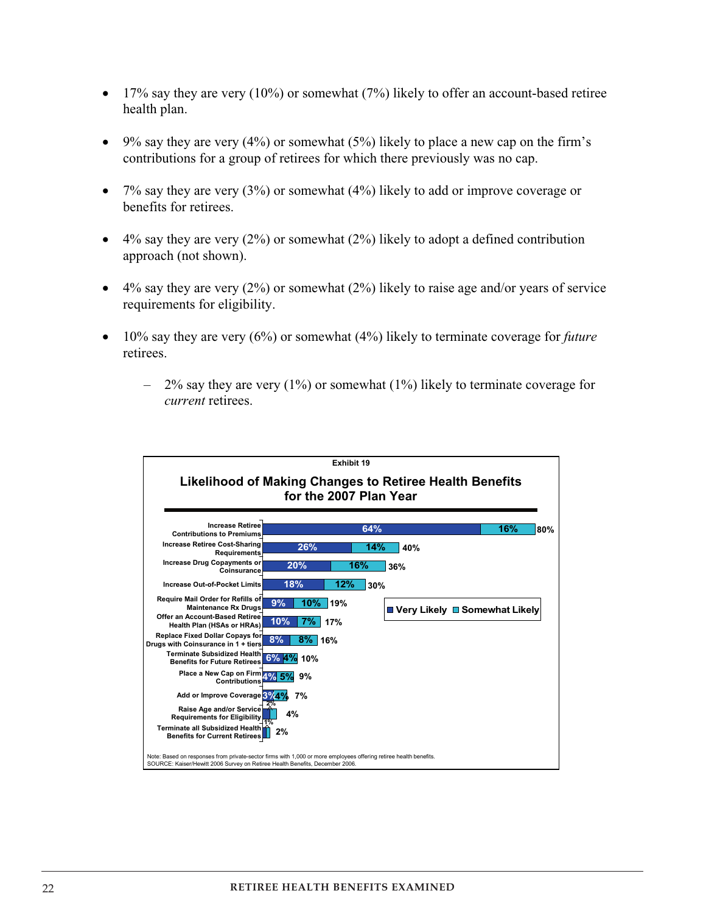- 17% say they are very (10%) or somewhat (7%) likely to offer an account-based retiree health plan.

- 9% say they are very (4%) or somewhat (5%) likely to place a new cap on the firm's contributions for a group of retirees for which there previously was no cap.

- 7% say they are very (3%) or somewhat (4%) likely to add or improve coverage or benefits for retirees.

- 4% say they are very (2%) or somewhat (2%) likely to adopt a defined contribution approach (not shown).

- 4% say they are very (2%) or somewhat (2%) likely to raise age and/or years of service requirements for eligibility.

- 10% say they are very (6%) or somewhat (4%) likely to terminate coverage for *future* retirees.

  – 2% say they are very (1%) or somewhat (1%) likely to terminate coverage for *current* retirees.

Exhibit 19

**Likelihood of Making Changes to Retiree Health Benefits for the 2007 Plan Year**

| Change | Very Likely | Somewhat Likely | Total |
|---|---|---|---|
| Increase Retiree Contributions to Premiums | 64% | 16% | 80% |
| Increase Retiree Cost-Sharing Requirements | 26% | 14% | 40% |
| Increase Drug Copayments or Coinsurance | 20% | 16% | 36% |
| Increase Out-of-Pocket Limits | 18% | 12% | 30% |
| Require Mail Order for Refills of Maintenance Rx Drugs | 9% | 10% | 19% |
| Offer an Account-Based Retiree Health Plan (HSAs or HRAs) | 10% | 7% | 17% |
| Replace Fixed Dollar Copays for Drugs with Coinsurance in 1 + tiers | 8% | 8% | 16% |
| Terminate Subsidized Health Benefits for Future Retirees | 6% | 4% | 10% |
| Place a New Cap on Firm Contributions | 4% | 5% | 9% |
| Add or Improve Coverage | 3% | 4% | 7% |
| Raise Age and/or Service Requirements for Eligibility | 2% | 2% | 4% |
| Terminate all Subsidized Health Benefits for Current Retirees | 1% | 1% | 2% |

Note: Based on responses from private-sector firms with 1,000 or more employees offering retiree health benefits.
SOURCE: Kaiser/Hewitt 2006 Survey on Retiree Health Benefits, December 2006.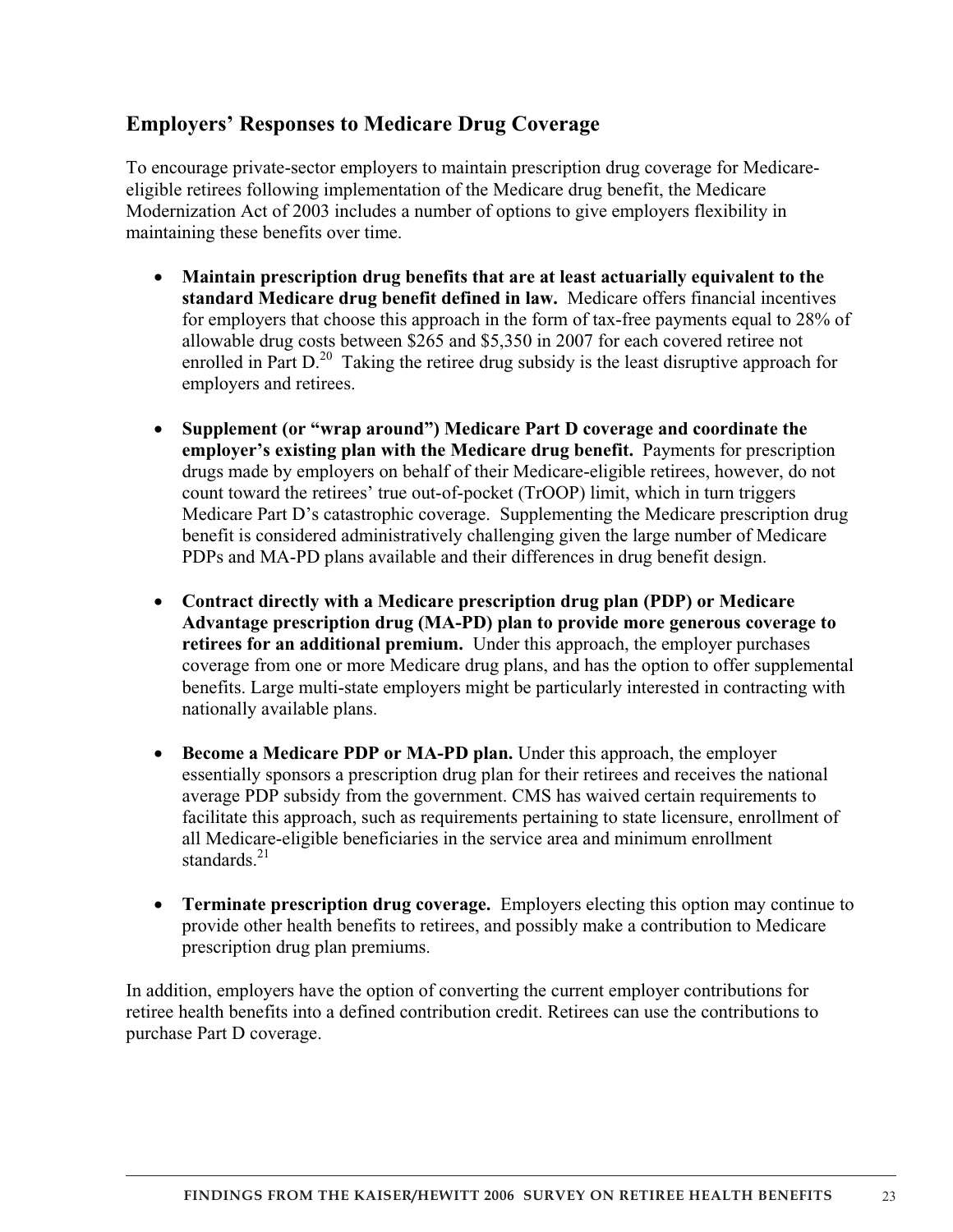## Employers' Responses to Medicare Drug Coverage

To encourage private-sector employers to maintain prescription drug coverage for Medicare-eligible retirees following implementation of the Medicare drug benefit, the Medicare Modernization Act of 2003 includes a number of options to give employers flexibility in maintaining these benefits over time.

- **Maintain prescription drug benefits that are at least actuarially equivalent to the standard Medicare drug benefit defined in law.** Medicare offers financial incentives for employers that choose this approach in the form of tax-free payments equal to 28% of allowable drug costs between $265 and $5,350 in 2007 for each covered retiree not enrolled in Part D.[20] Taking the retiree drug subsidy is the least disruptive approach for employers and retirees.

- **Supplement (or "wrap around") Medicare Part D coverage and coordinate the employer's existing plan with the Medicare drug benefit.** Payments for prescription drugs made by employers on behalf of their Medicare-eligible retirees, however, do not count toward the retirees' true out-of-pocket (TrOOP) limit, which in turn triggers Medicare Part D's catastrophic coverage. Supplementing the Medicare prescription drug benefit is considered administratively challenging given the large number of Medicare PDPs and MA-PD plans available and their differences in drug benefit design.

- **Contract directly with a Medicare prescription drug plan (PDP) or Medicare Advantage prescription drug (MA-PD) plan to provide more generous coverage to retirees for an additional premium.** Under this approach, the employer purchases coverage from one or more Medicare drug plans, and has the option to offer supplemental benefits. Large multi-state employers might be particularly interested in contracting with nationally available plans.

- **Become a Medicare PDP or MA-PD plan.** Under this approach, the employer essentially sponsors a prescription drug plan for their retirees and receives the national average PDP subsidy from the government. CMS has waived certain requirements to facilitate this approach, such as requirements pertaining to state licensure, enrollment of all Medicare-eligible beneficiaries in the service area and minimum enrollment standards.[21]

- **Terminate prescription drug coverage.** Employers electing this option may continue to provide other health benefits to retirees, and possibly make a contribution to Medicare prescription drug plan premiums.

In addition, employers have the option of converting the current employer contributions for retiree health benefits into a defined contribution credit. Retirees can use the contributions to purchase Part D coverage.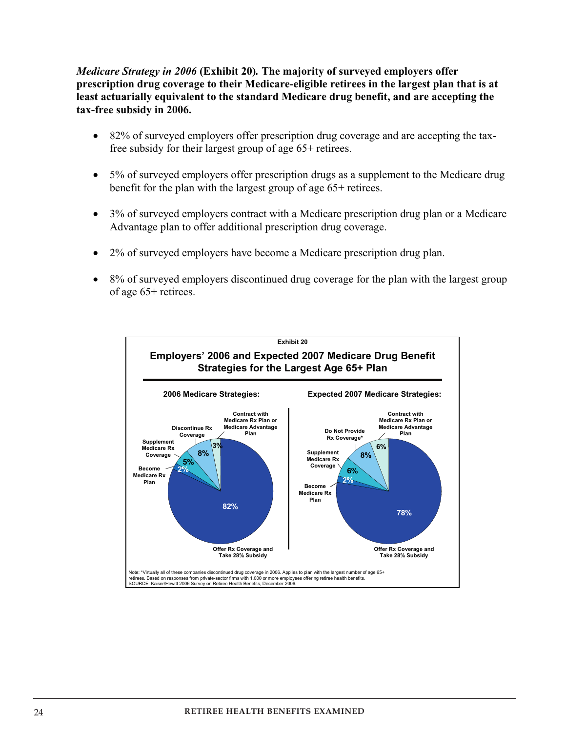***Medicare Strategy in 2006*** **(Exhibit 20)*.* The majority of surveyed employers offer prescription drug coverage to their Medicare-eligible retirees in the largest plan that is at least actuarially equivalent to the standard Medicare drug benefit, and are accepting the tax-free subsidy in 2006.**

- 82% of surveyed employers offer prescription drug coverage and are accepting the tax-free subsidy for their largest group of age 65+ retirees.
- 5% of surveyed employers offer prescription drugs as a supplement to the Medicare drug benefit for the plan with the largest group of age 65+ retirees.
- 3% of surveyed employers contract with a Medicare prescription drug plan or a Medicare Advantage plan to offer additional prescription drug coverage.
- 2% of surveyed employers have become a Medicare prescription drug plan.
- 8% of surveyed employers discontinued drug coverage for the plan with the largest group of age 65+ retirees.

Exhibit 20

**Employers' 2006 and Expected 2007 Medicare Drug Benefit Strategies for the Largest Age 65+ Plan**

| Strategy | 2006 Medicare Strategies | Expected 2007 Medicare Strategies |
|---|---|---|
| Offer Rx Coverage and Take 28% Subsidy | 82% | 78% |
| Become Medicare Rx Plan | 2% | 2% |
| Supplement Medicare Rx Coverage | 5% | 6% |
| Discontinue Rx Coverage (2006) / Do Not Provide Rx Coverage* (2007) | 8% | 8% |
| Contract with Medicare Rx Plan or Medicare Advantage Plan | 3% | 6% |

Note: *Virtually all of these companies discontinued drug coverage in 2006. Applies to plan with the largest number of age 65+ retirees. Based on responses from private-sector firms with 1,000 or more employees offering retiree health benefits.
SOURCE: Kaiser/Hewitt 2006 Survey on Retiree Health Benefits, December 2006.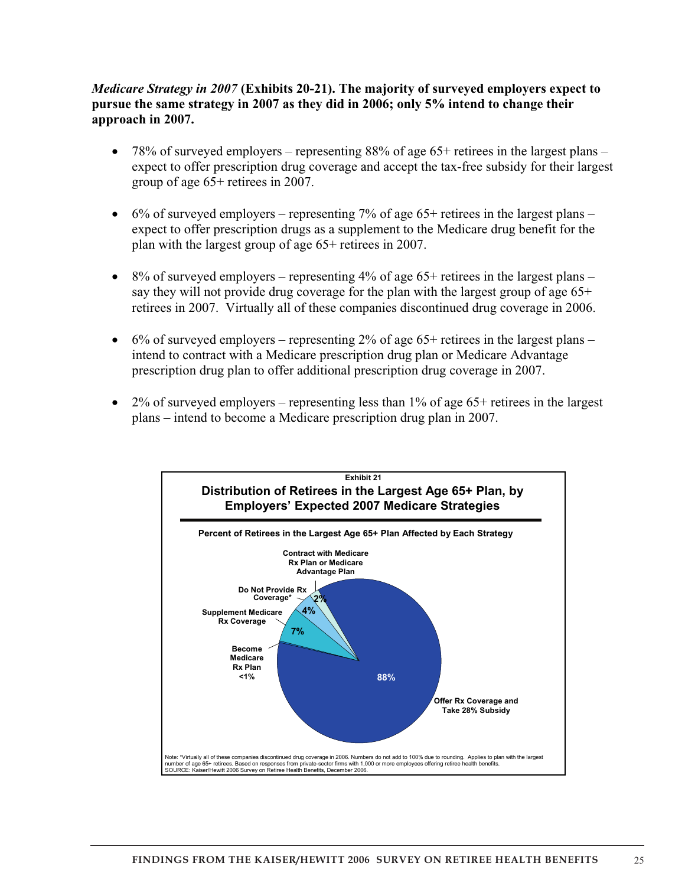***Medicare Strategy in 2007*** **(Exhibits 20-21). The majority of surveyed employers expect to pursue the same strategy in 2007 as they did in 2006; only 5% intend to change their approach in 2007.**

- 78% of surveyed employers – representing 88% of age 65+ retirees in the largest plans – expect to offer prescription drug coverage and accept the tax-free subsidy for their largest group of age 65+ retirees in 2007.

- 6% of surveyed employers – representing 7% of age 65+ retirees in the largest plans – expect to offer prescription drugs as a supplement to the Medicare drug benefit for the plan with the largest group of age 65+ retirees in 2007.

- 8% of surveyed employers – representing 4% of age 65+ retirees in the largest plans – say they will not provide drug coverage for the plan with the largest group of age 65+ retirees in 2007. Virtually all of these companies discontinued drug coverage in 2006.

- 6% of surveyed employers – representing 2% of age 65+ retirees in the largest plans – intend to contract with a Medicare prescription drug plan or Medicare Advantage prescription drug plan to offer additional prescription drug coverage in 2007.

- 2% of surveyed employers – representing less than 1% of age 65+ retirees in the largest plans – intend to become a Medicare prescription drug plan in 2007.

**Exhibit 21**

**Distribution of Retirees in the Largest Age 65+ Plan, by Employers' Expected 2007 Medicare Strategies**

**Percent of Retirees in the Largest Age 65+ Plan Affected by Each Strategy**

| Strategy | Percent |
|---|---|
| Offer Rx Coverage and Take 28% Subsidy | 88% |
| Supplement Medicare Rx Coverage | 7% |
| Do Not Provide Rx Coverage* | 4% |
| Contract with Medicare Rx Plan or Medicare Advantage Plan | 2% |
| Become Medicare Rx Plan | <1% |

Note: *Virtually all of these companies discontinued drug coverage in 2006. Numbers do not add to 100% due to rounding. Applies to plan with the largest number of age 65+ retirees. Based on responses from private-sector firms with 1,000 or more employees offering retiree health benefits.
SOURCE: Kaiser/Hewitt 2006 Survey on Retiree Health Benefits, December 2006.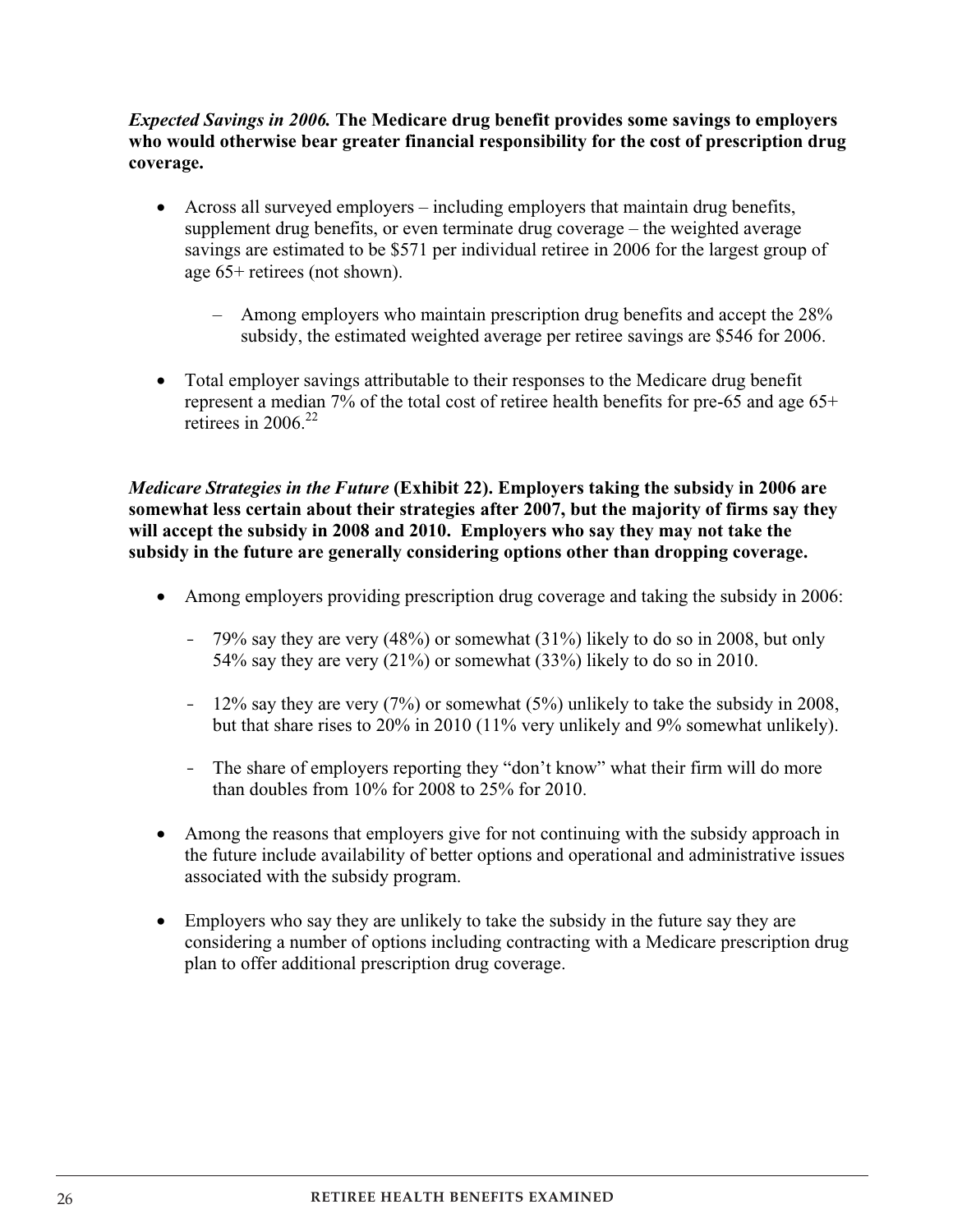***Expected Savings in 2006.*** **The Medicare drug benefit provides some savings to employers who would otherwise bear greater financial responsibility for the cost of prescription drug coverage.**

- Across all surveyed employers – including employers that maintain drug benefits, supplement drug benefits, or even terminate drug coverage – the weighted average savings are estimated to be $571 per individual retiree in 2006 for the largest group of age 65+ retirees (not shown).
  - Among employers who maintain prescription drug benefits and accept the 28% subsidy, the estimated weighted average per retiree savings are $546 for 2006.
- Total employer savings attributable to their responses to the Medicare drug benefit represent a median 7% of the total cost of retiree health benefits for pre-65 and age 65+ retirees in 2006.[22]

***Medicare Strategies in the Future*** **(Exhibit 22). Employers taking the subsidy in 2006 are somewhat less certain about their strategies after 2007, but the majority of firms say they will accept the subsidy in 2008 and 2010. Employers who say they may not take the subsidy in the future are generally considering options other than dropping coverage.**

- Among employers providing prescription drug coverage and taking the subsidy in 2006:
  - 79% say they are very (48%) or somewhat (31%) likely to do so in 2008, but only 54% say they are very (21%) or somewhat (33%) likely to do so in 2010.
  - 12% say they are very (7%) or somewhat (5%) unlikely to take the subsidy in 2008, but that share rises to 20% in 2010 (11% very unlikely and 9% somewhat unlikely).
  - The share of employers reporting they "don't know" what their firm will do more than doubles from 10% for 2008 to 25% for 2010.
- Among the reasons that employers give for not continuing with the subsidy approach in the future include availability of better options and operational and administrative issues associated with the subsidy program.
- Employers who say they are unlikely to take the subsidy in the future say they are considering a number of options including contracting with a Medicare prescription drug plan to offer additional prescription drug coverage.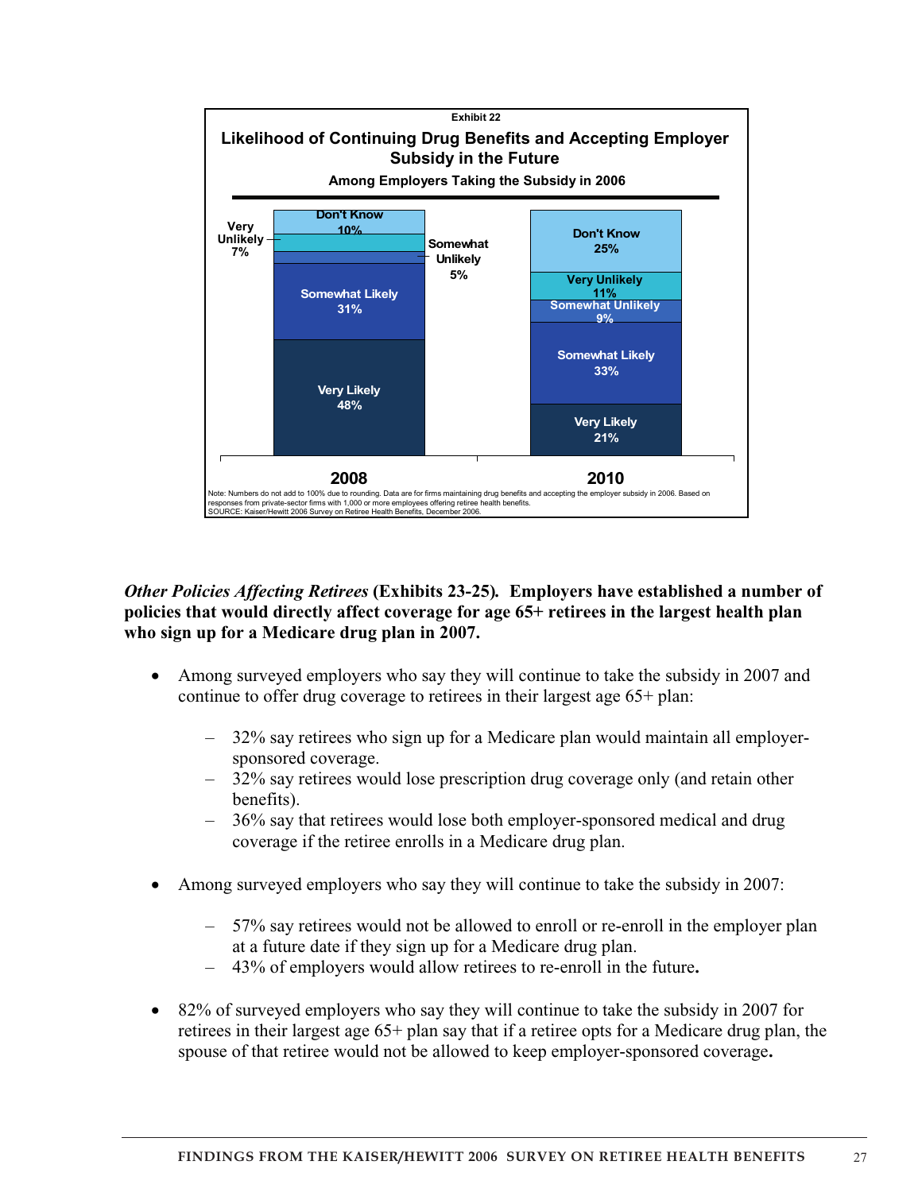Exhibit 22

**Likelihood of Continuing Drug Benefits and Accepting Employer Subsidy in the Future**

**Among Employers Taking the Subsidy in 2006**

| | 2008 | 2010 |
|---|---|---|
| Don't Know | 10% | 25% |
| Very Unlikely | 7% | 11% |
| Somewhat Unlikely | 5% | 9% |
| Somewhat Likely | 31% | 33% |
| Very Likely | 48% | 21% |

Note: Numbers do not add to 100% due to rounding. Data are for firms maintaining drug benefits and accepting the employer subsidy in 2006. Based on responses from private-sector firms with 1,000 or more employees offering retiree health benefits.
SOURCE: Kaiser/Hewitt 2006 Survey on Retiree Health Benefits, December 2006.

***Other Policies Affecting Retirees*** **(Exhibits 23-25). Employers have established a number of policies that would directly affect coverage for age 65+ retirees in the largest health plan who sign up for a Medicare drug plan in 2007.**

- Among surveyed employers who say they will continue to take the subsidy in 2007 and continue to offer drug coverage to retirees in their largest age 65+ plan:
  - 32% say retirees who sign up for a Medicare plan would maintain all employer-sponsored coverage.
  - 32% say retirees would lose prescription drug coverage only (and retain other benefits).
  - 36% say that retirees would lose both employer-sponsored medical and drug coverage if the retiree enrolls in a Medicare drug plan.

- Among surveyed employers who say they will continue to take the subsidy in 2007:
  - 57% say retirees would not be allowed to enroll or re-enroll in the employer plan at a future date if they sign up for a Medicare drug plan.
  - 43% of employers would allow retirees to re-enroll in the future**.**

- 82% of surveyed employers who say they will continue to take the subsidy in 2007 for retirees in their largest age 65+ plan say that if a retiree opts for a Medicare drug plan, the spouse of that retiree would not be allowed to keep employer-sponsored coverage**.**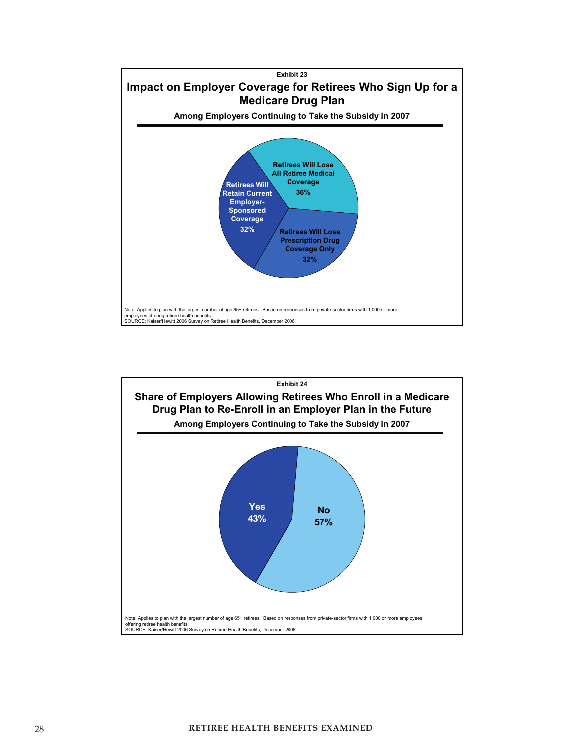Exhibit 23

## Impact on Employer Coverage for Retirees Who Sign Up for a Medicare Drug Plan

**Among Employers Continuing to Take the Subsidy in 2007**

- Retirees Will Lose All Retiree Medical Coverage: 36%
- Retirees Will Lose Prescription Drug Coverage Only: 32%
- Retirees Will Retain Current Employer-Sponsored Coverage: 32%

Note: Applies to plan with the largest number of age 65+ retirees. Based on responses from private-sector firms with 1,000 or more employees offering retiree health benefits.
SOURCE: Kaiser/Hewitt 2006 Survey on Retiree Health Benefits, December 2006.

Exhibit 24

## Share of Employers Allowing Retirees Who Enroll in a Medicare Drug Plan to Re-Enroll in an Employer Plan in the Future

**Among Employers Continuing to Take the Subsidy in 2007**

- Yes: 43%
- No: 57%

Note: Applies to plan with the largest number of age 65+ retirees. Based on responses from private-sector firms with 1,000 or more employees offering retiree health benefits.
SOURCE: Kaiser/Hewitt 2006 Survey on Retiree Health Benefits, December 2006.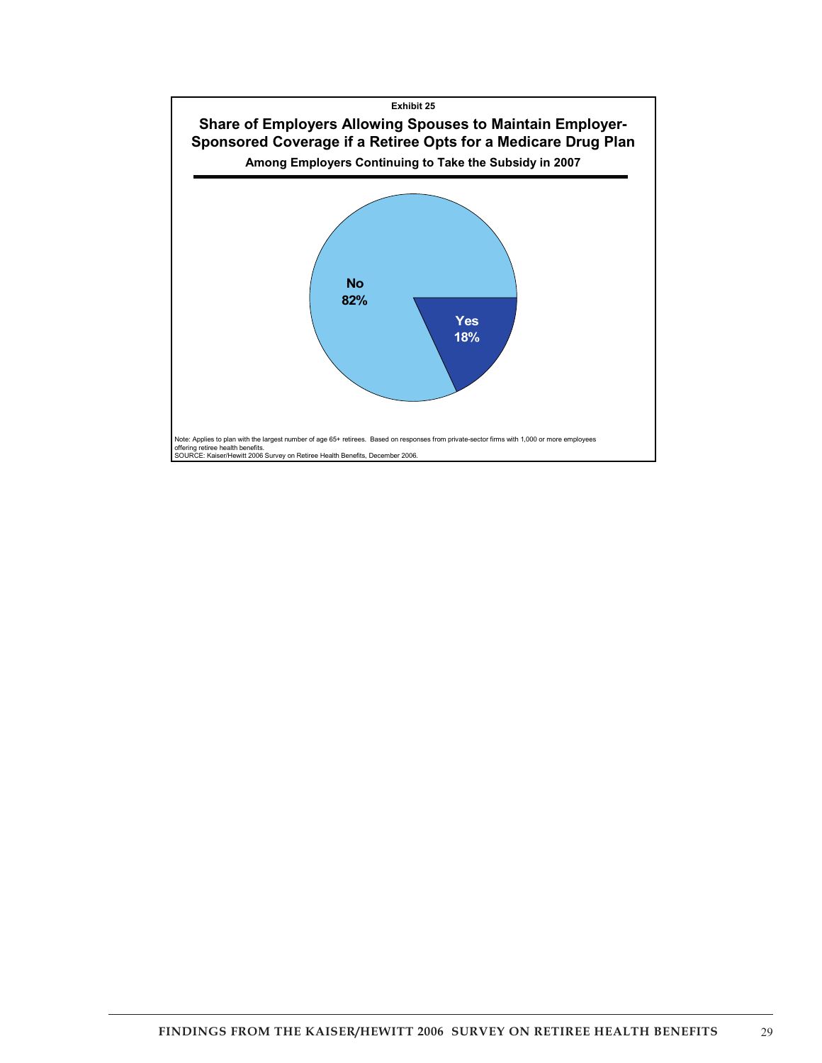Exhibit 25

## Share of Employers Allowing Spouses to Maintain Employer-Sponsored Coverage if a Retiree Opts for a Medicare Drug Plan

**Among Employers Continuing to Take the Subsidy in 2007**

| Response | Share |
|---|---|
| No | 82% |
| Yes | 18% |

Note: Applies to plan with the largest number of age 65+ retirees. Based on responses from private-sector firms with 1,000 or more employees offering retiree health benefits.
SOURCE: Kaiser/Hewitt 2006 Survey on Retiree Health Benefits, December 2006.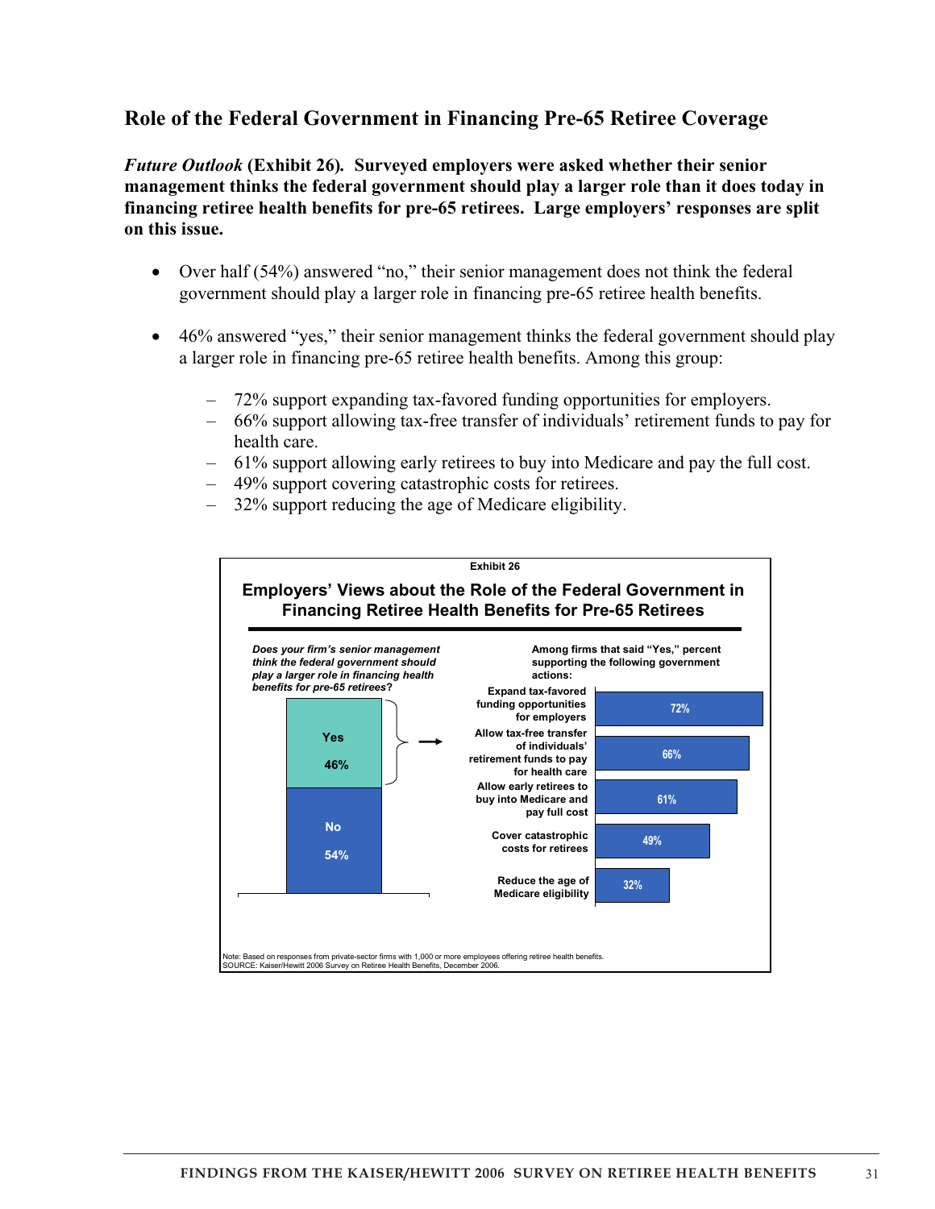## Role of the Federal Government in Financing Pre-65 Retiree Coverage

***Future Outlook* (Exhibit 26). Surveyed employers were asked whether their senior management thinks the federal government should play a larger role than it does today in financing retiree health benefits for pre-65 retirees. Large employers' responses are split on this issue.**

- Over half (54%) answered "no," their senior management does not think the federal government should play a larger role in financing pre-65 retiree health benefits.

- 46% answered "yes," their senior management thinks the federal government should play a larger role in financing pre-65 retiree health benefits. Among this group:
  - 72% support expanding tax-favored funding opportunities for employers.
  - 66% support allowing tax-free transfer of individuals' retirement funds to pay for health care.
  - 61% support allowing early retirees to buy into Medicare and pay the full cost.
  - 49% support covering catastrophic costs for retirees.
  - 32% support reducing the age of Medicare eligibility.

Exhibit 26

**Employers' Views about the Role of the Federal Government in Financing Retiree Health Benefits for Pre-65 Retirees**

***Does your firm's senior management think the federal government should play a larger role in financing health benefits for pre-65 retirees?***

| Response | Percent |
| --- | --- |
| Yes | 46% |
| No | 54% |

**Among firms that said "Yes," percent supporting the following government actions:**

| Action | Percent |
| --- | --- |
| Expand tax-favored funding opportunities for employers | 72% |
| Allow tax-free transfer of individuals' retirement funds to pay for health care | 66% |
| Allow early retirees to buy into Medicare and pay full cost | 61% |
| Cover catastrophic costs for retirees | 49% |
| Reduce the age of Medicare eligibility | 32% |

Note: Based on responses from private-sector firms with 1,000 or more employees offering retiree health benefits.
SOURCE: Kaiser/Hewitt 2006 Survey on Retiree Health Benefits, December 2006.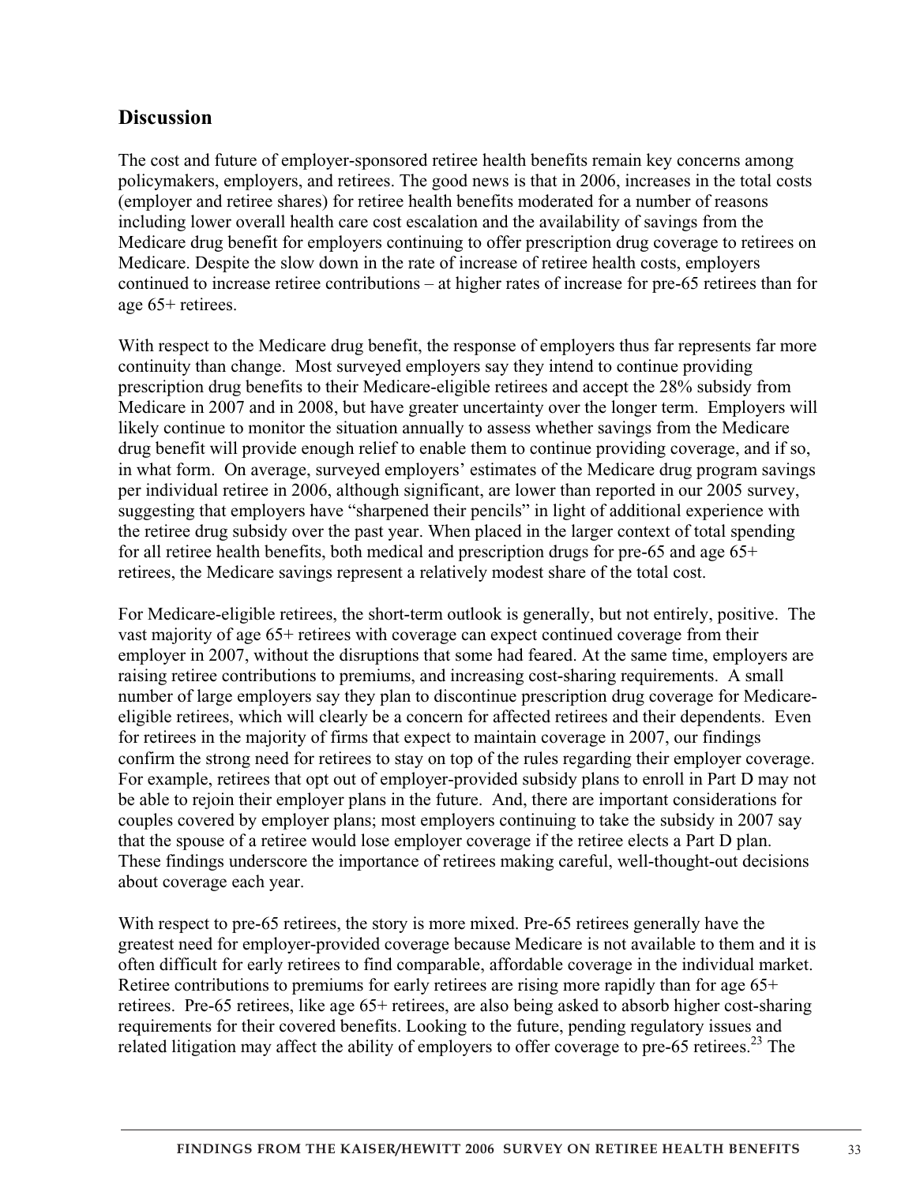## Discussion

The cost and future of employer-sponsored retiree health benefits remain key concerns among policymakers, employers, and retirees. The good news is that in 2006, increases in the total costs (employer and retiree shares) for retiree health benefits moderated for a number of reasons including lower overall health care cost escalation and the availability of savings from the Medicare drug benefit for employers continuing to offer prescription drug coverage to retirees on Medicare. Despite the slow down in the rate of increase of retiree health costs, employers continued to increase retiree contributions – at higher rates of increase for pre-65 retirees than for age 65+ retirees.

With respect to the Medicare drug benefit, the response of employers thus far represents far more continuity than change. Most surveyed employers say they intend to continue providing prescription drug benefits to their Medicare-eligible retirees and accept the 28% subsidy from Medicare in 2007 and in 2008, but have greater uncertainty over the longer term. Employers will likely continue to monitor the situation annually to assess whether savings from the Medicare drug benefit will provide enough relief to enable them to continue providing coverage, and if so, in what form. On average, surveyed employers' estimates of the Medicare drug program savings per individual retiree in 2006, although significant, are lower than reported in our 2005 survey, suggesting that employers have "sharpened their pencils" in light of additional experience with the retiree drug subsidy over the past year. When placed in the larger context of total spending for all retiree health benefits, both medical and prescription drugs for pre-65 and age 65+ retirees, the Medicare savings represent a relatively modest share of the total cost.

For Medicare-eligible retirees, the short-term outlook is generally, but not entirely, positive. The vast majority of age 65+ retirees with coverage can expect continued coverage from their employer in 2007, without the disruptions that some had feared. At the same time, employers are raising retiree contributions to premiums, and increasing cost-sharing requirements. A small number of large employers say they plan to discontinue prescription drug coverage for Medicare-eligible retirees, which will clearly be a concern for affected retirees and their dependents. Even for retirees in the majority of firms that expect to maintain coverage in 2007, our findings confirm the strong need for retirees to stay on top of the rules regarding their employer coverage. For example, retirees that opt out of employer-provided subsidy plans to enroll in Part D may not be able to rejoin their employer plans in the future. And, there are important considerations for couples covered by employer plans; most employers continuing to take the subsidy in 2007 say that the spouse of a retiree would lose employer coverage if the retiree elects a Part D plan. These findings underscore the importance of retirees making careful, well-thought-out decisions about coverage each year.

With respect to pre-65 retirees, the story is more mixed. Pre-65 retirees generally have the greatest need for employer-provided coverage because Medicare is not available to them and it is often difficult for early retirees to find comparable, affordable coverage in the individual market. Retiree contributions to premiums for early retirees are rising more rapidly than for age 65+ retirees. Pre-65 retirees, like age 65+ retirees, are also being asked to absorb higher cost-sharing requirements for their covered benefits. Looking to the future, pending regulatory issues and related litigation may affect the ability of employers to offer coverage to pre-65 retirees.[23] The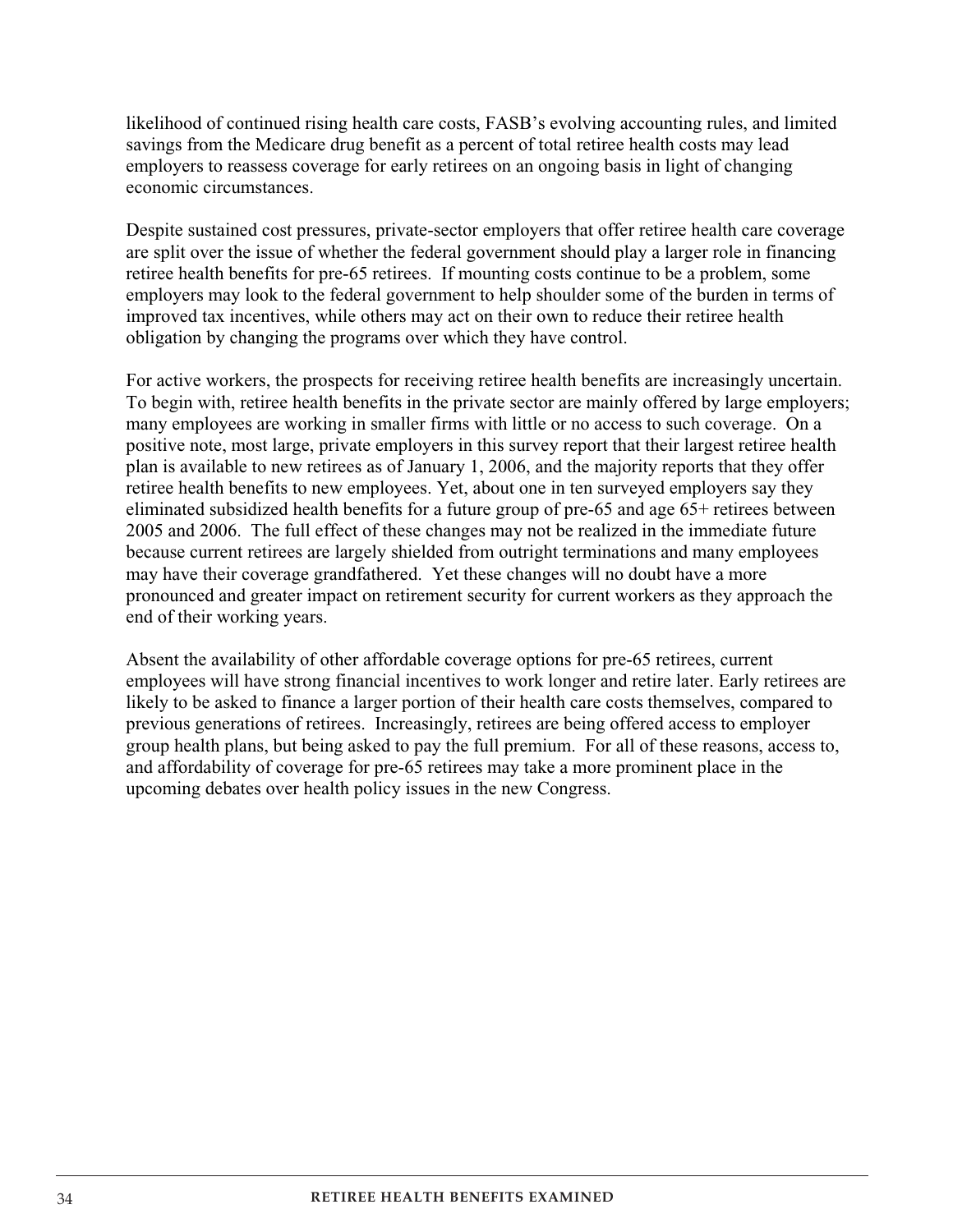likelihood of continued rising health care costs, FASB's evolving accounting rules, and limited savings from the Medicare drug benefit as a percent of total retiree health costs may lead employers to reassess coverage for early retirees on an ongoing basis in light of changing economic circumstances.

Despite sustained cost pressures, private-sector employers that offer retiree health care coverage are split over the issue of whether the federal government should play a larger role in financing retiree health benefits for pre-65 retirees. If mounting costs continue to be a problem, some employers may look to the federal government to help shoulder some of the burden in terms of improved tax incentives, while others may act on their own to reduce their retiree health obligation by changing the programs over which they have control.

For active workers, the prospects for receiving retiree health benefits are increasingly uncertain. To begin with, retiree health benefits in the private sector are mainly offered by large employers; many employees are working in smaller firms with little or no access to such coverage. On a positive note, most large, private employers in this survey report that their largest retiree health plan is available to new retirees as of January 1, 2006, and the majority reports that they offer retiree health benefits to new employees. Yet, about one in ten surveyed employers say they eliminated subsidized health benefits for a future group of pre-65 and age 65+ retirees between 2005 and 2006. The full effect of these changes may not be realized in the immediate future because current retirees are largely shielded from outright terminations and many employees may have their coverage grandfathered. Yet these changes will no doubt have a more pronounced and greater impact on retirement security for current workers as they approach the end of their working years.

Absent the availability of other affordable coverage options for pre-65 retirees, current employees will have strong financial incentives to work longer and retire later. Early retirees are likely to be asked to finance a larger portion of their health care costs themselves, compared to previous generations of retirees. Increasingly, retirees are being offered access to employer group health plans, but being asked to pay the full premium. For all of these reasons, access to, and affordability of coverage for pre-65 retirees may take a more prominent place in the upcoming debates over health policy issues in the new Congress.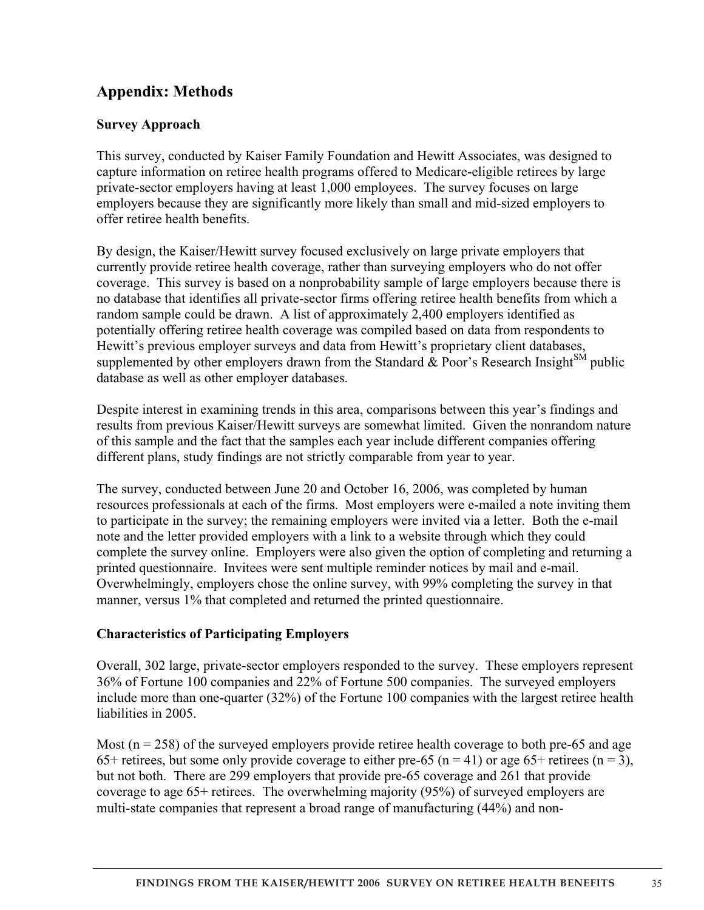## Appendix: Methods

### Survey Approach

This survey, conducted by Kaiser Family Foundation and Hewitt Associates, was designed to capture information on retiree health programs offered to Medicare-eligible retirees by large private-sector employers having at least 1,000 employees. The survey focuses on large employers because they are significantly more likely than small and mid-sized employers to offer retiree health benefits.

By design, the Kaiser/Hewitt survey focused exclusively on large private employers that currently provide retiree health coverage, rather than surveying employers who do not offer coverage. This survey is based on a nonprobability sample of large employers because there is no database that identifies all private-sector firms offering retiree health benefits from which a random sample could be drawn. A list of approximately 2,400 employers identified as potentially offering retiree health coverage was compiled based on data from respondents to Hewitt's previous employer surveys and data from Hewitt's proprietary client databases, supplemented by other employers drawn from the Standard & Poor's Research Insight℠ public database as well as other employer databases.

Despite interest in examining trends in this area, comparisons between this year's findings and results from previous Kaiser/Hewitt surveys are somewhat limited. Given the nonrandom nature of this sample and the fact that the samples each year include different companies offering different plans, study findings are not strictly comparable from year to year.

The survey, conducted between June 20 and October 16, 2006, was completed by human resources professionals at each of the firms. Most employers were e-mailed a note inviting them to participate in the survey; the remaining employers were invited via a letter. Both the e-mail note and the letter provided employers with a link to a website through which they could complete the survey online. Employers were also given the option of completing and returning a printed questionnaire. Invitees were sent multiple reminder notices by mail and e-mail. Overwhelmingly, employers chose the online survey, with 99% completing the survey in that manner, versus 1% that completed and returned the printed questionnaire.

### Characteristics of Participating Employers

Overall, 302 large, private-sector employers responded to the survey. These employers represent 36% of Fortune 100 companies and 22% of Fortune 500 companies. The surveyed employers include more than one-quarter (32%) of the Fortune 100 companies with the largest retiree health liabilities in 2005.

Most (n = 258) of the surveyed employers provide retiree health coverage to both pre-65 and age 65+ retirees, but some only provide coverage to either pre-65 (n = 41) or age 65+ retirees (n = 3), but not both. There are 299 employers that provide pre-65 coverage and 261 that provide coverage to age 65+ retirees. The overwhelming majority (95%) of surveyed employers are multi-state companies that represent a broad range of manufacturing (44%) and non-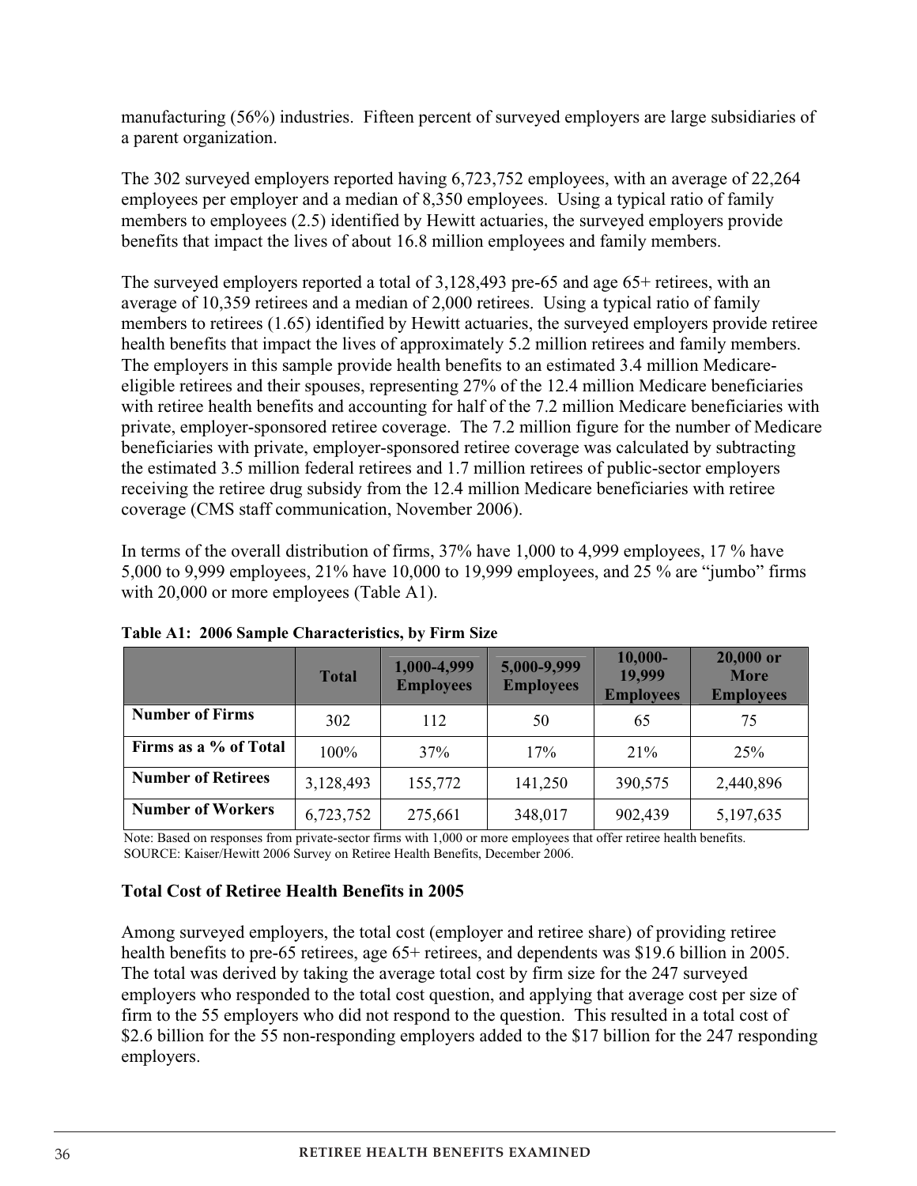manufacturing (56%) industries. Fifteen percent of surveyed employers are large subsidiaries of a parent organization.

The 302 surveyed employers reported having 6,723,752 employees, with an average of 22,264 employees per employer and a median of 8,350 employees. Using a typical ratio of family members to employees (2.5) identified by Hewitt actuaries, the surveyed employers provide benefits that impact the lives of about 16.8 million employees and family members.

The surveyed employers reported a total of 3,128,493 pre-65 and age 65+ retirees, with an average of 10,359 retirees and a median of 2,000 retirees. Using a typical ratio of family members to retirees (1.65) identified by Hewitt actuaries, the surveyed employers provide retiree health benefits that impact the lives of approximately 5.2 million retirees and family members. The employers in this sample provide health benefits to an estimated 3.4 million Medicare-eligible retirees and their spouses, representing 27% of the 12.4 million Medicare beneficiaries with retiree health benefits and accounting for half of the 7.2 million Medicare beneficiaries with private, employer-sponsored retiree coverage. The 7.2 million figure for the number of Medicare beneficiaries with private, employer-sponsored retiree coverage was calculated by subtracting the estimated 3.5 million federal retirees and 1.7 million retirees of public-sector employers receiving the retiree drug subsidy from the 12.4 million Medicare beneficiaries with retiree coverage (CMS staff communication, November 2006).

In terms of the overall distribution of firms, 37% have 1,000 to 4,999 employees, 17 % have 5,000 to 9,999 employees, 21% have 10,000 to 19,999 employees, and 25 % are "jumbo" firms with 20,000 or more employees (Table A1).

**Table A1: 2006 Sample Characteristics, by Firm Size**

| | Total | 1,000-4,999 Employees | 5,000-9,999 Employees | 10,000-19,999 Employees | 20,000 or More Employees |
|---|---|---|---|---|---|
| **Number of Firms** | 302 | 112 | 50 | 65 | 75 |
| **Firms as a % of Total** | 100% | 37% | 17% | 21% | 25% |
| **Number of Retirees** | 3,128,493 | 155,772 | 141,250 | 390,575 | 2,440,896 |
| **Number of Workers** | 6,723,752 | 275,661 | 348,017 | 902,439 | 5,197,635 |

Note: Based on responses from private-sector firms with 1,000 or more employees that offer retiree health benefits.
SOURCE: Kaiser/Hewitt 2006 Survey on Retiree Health Benefits, December 2006.

### Total Cost of Retiree Health Benefits in 2005

Among surveyed employers, the total cost (employer and retiree share) of providing retiree health benefits to pre-65 retirees, age 65+ retirees, and dependents was $19.6 billion in 2005. The total was derived by taking the average total cost by firm size for the 247 surveyed employers who responded to the total cost question, and applying that average cost per size of firm to the 55 employers who did not respond to the question. This resulted in a total cost of $2.6 billion for the 55 non-responding employers added to the $17 billion for the 247 responding employers.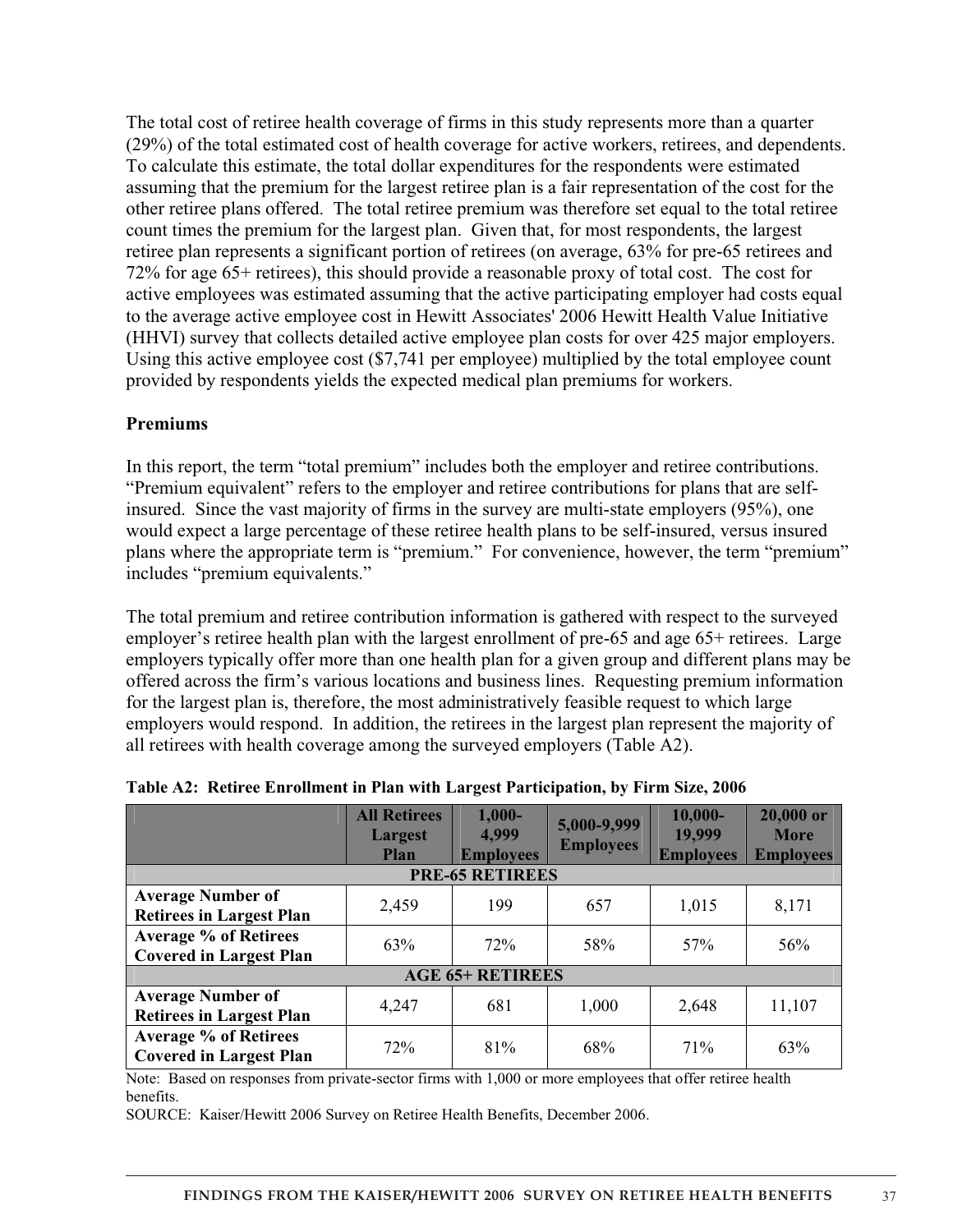The total cost of retiree health coverage of firms in this study represents more than a quarter (29%) of the total estimated cost of health coverage for active workers, retirees, and dependents. To calculate this estimate, the total dollar expenditures for the respondents were estimated assuming that the premium for the largest retiree plan is a fair representation of the cost for the other retiree plans offered. The total retiree premium was therefore set equal to the total retiree count times the premium for the largest plan. Given that, for most respondents, the largest retiree plan represents a significant portion of retirees (on average, 63% for pre-65 retirees and 72% for age 65+ retirees), this should provide a reasonable proxy of total cost. The cost for active employees was estimated assuming that the active participating employer had costs equal to the average active employee cost in Hewitt Associates' 2006 Hewitt Health Value Initiative (HHVI) survey that collects detailed active employee plan costs for over 425 major employers. Using this active employee cost ($7,741 per employee) multiplied by the total employee count provided by respondents yields the expected medical plan premiums for workers.

## Premiums

In this report, the term "total premium" includes both the employer and retiree contributions. "Premium equivalent" refers to the employer and retiree contributions for plans that are self-insured. Since the vast majority of firms in the survey are multi-state employers (95%), one would expect a large percentage of these retiree health plans to be self-insured, versus insured plans where the appropriate term is "premium." For convenience, however, the term "premium" includes "premium equivalents."

The total premium and retiree contribution information is gathered with respect to the surveyed employer's retiree health plan with the largest enrollment of pre-65 and age 65+ retirees. Large employers typically offer more than one health plan for a given group and different plans may be offered across the firm's various locations and business lines. Requesting premium information for the largest plan is, therefore, the most administratively feasible request to which large employers would respond. In addition, the retirees in the largest plan represent the majority of all retirees with health coverage among the surveyed employers (Table A2).

**Table A2: Retiree Enrollment in Plan with Largest Participation, by Firm Size, 2006**

| | All Retirees Largest Plan | 1,000-4,999 Employees | 5,000-9,999 Employees | 10,000-19,999 Employees | 20,000 or More Employees |
|---|---|---|---|---|---|
| **PRE-65 RETIREES** | | | | | |
| **Average Number of Retirees in Largest Plan** | 2,459 | 199 | 657 | 1,015 | 8,171 |
| **Average % of Retirees Covered in Largest Plan** | 63% | 72% | 58% | 57% | 56% |
| **AGE 65+ RETIREES** | | | | | |
| **Average Number of Retirees in Largest Plan** | 4,247 | 681 | 1,000 | 2,648 | 11,107 |
| **Average % of Retirees Covered in Largest Plan** | 72% | 81% | 68% | 71% | 63% |

Note: Based on responses from private-sector firms with 1,000 or more employees that offer retiree health benefits.

SOURCE: Kaiser/Hewitt 2006 Survey on Retiree Health Benefits, December 2006.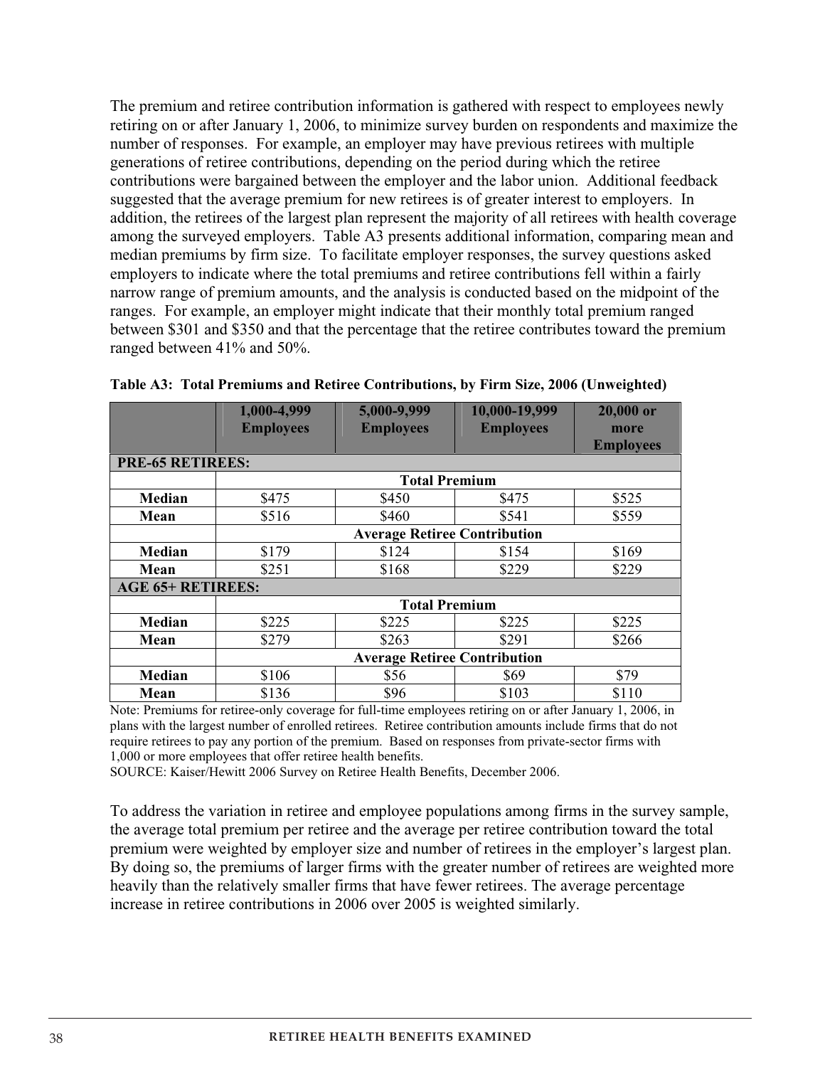The premium and retiree contribution information is gathered with respect to employees newly retiring on or after January 1, 2006, to minimize survey burden on respondents and maximize the number of responses. For example, an employer may have previous retirees with multiple generations of retiree contributions, depending on the period during which the retiree contributions were bargained between the employer and the labor union. Additional feedback suggested that the average premium for new retirees is of greater interest to employers. In addition, the retirees of the largest plan represent the majority of all retirees with health coverage among the surveyed employers. Table A3 presents additional information, comparing mean and median premiums by firm size. To facilitate employer responses, the survey questions asked employers to indicate where the total premiums and retiree contributions fell within a fairly narrow range of premium amounts, and the analysis is conducted based on the midpoint of the ranges. For example, an employer might indicate that their monthly total premium ranged between $301 and $350 and that the percentage that the retiree contributes toward the premium ranged between 41% and 50%.

**Table A3: Total Premiums and Retiree Contributions, by Firm Size, 2006 (Unweighted)**

| | 1,000-4,999 Employees | 5,000-9,999 Employees | 10,000-19,999 Employees | 20,000 or more Employees |
|---|---|---|---|---|
| **PRE-65 RETIREES:** | | | | |
| | **Total Premium** | | | |
| **Median** | $475 | $450 | $475 | $525 |
| **Mean** | $516 | $460 | $541 | $559 |
| | **Average Retiree Contribution** | | | |
| **Median** | $179 | $124 | $154 | $169 |
| **Mean** | $251 | $168 | $229 | $229 |
| **AGE 65+ RETIREES:** | | | | |
| | **Total Premium** | | | |
| **Median** | $225 | $225 | $225 | $225 |
| **Mean** | $279 | $263 | $291 | $266 |
| | **Average Retiree Contribution** | | | |
| **Median** | $106 | $56 | $69 | $79 |
| **Mean** | $136 | $96 | $103 | $110 |

Note: Premiums for retiree-only coverage for full-time employees retiring on or after January 1, 2006, in plans with the largest number of enrolled retirees. Retiree contribution amounts include firms that do not require retirees to pay any portion of the premium. Based on responses from private-sector firms with 1,000 or more employees that offer retiree health benefits.
SOURCE: Kaiser/Hewitt 2006 Survey on Retiree Health Benefits, December 2006.

To address the variation in retiree and employee populations among firms in the survey sample, the average total premium per retiree and the average per retiree contribution toward the total premium were weighted by employer size and number of retirees in the employer's largest plan. By doing so, the premiums of larger firms with the greater number of retirees are weighted more heavily than the relatively smaller firms that have fewer retirees. The average percentage increase in retiree contributions in 2006 over 2005 is weighted similarly.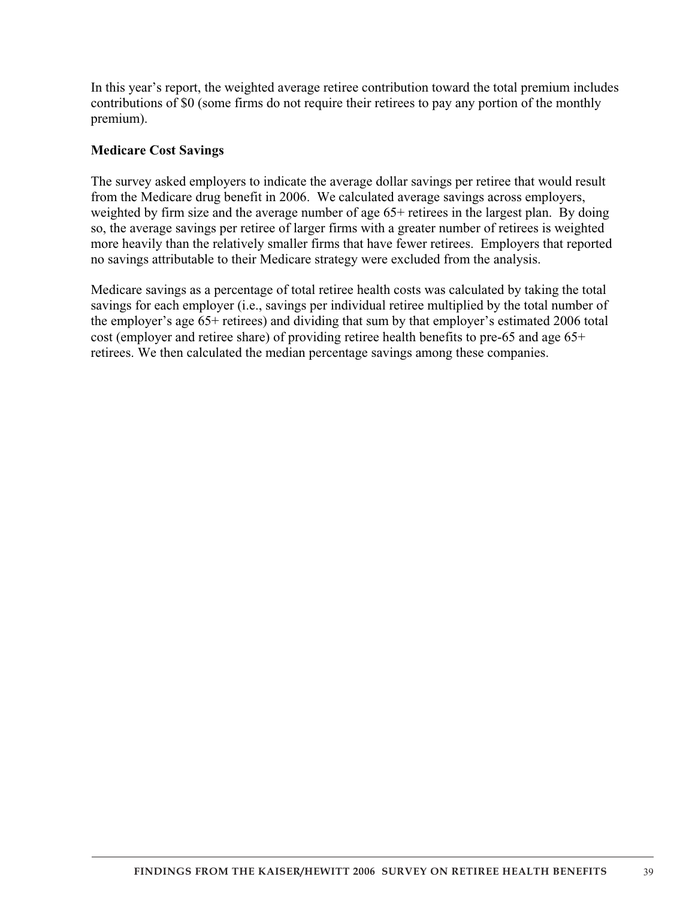In this year's report, the weighted average retiree contribution toward the total premium includes contributions of $0 (some firms do not require their retirees to pay any portion of the monthly premium).

**Medicare Cost Savings**

The survey asked employers to indicate the average dollar savings per retiree that would result from the Medicare drug benefit in 2006. We calculated average savings across employers, weighted by firm size and the average number of age 65+ retirees in the largest plan. By doing so, the average savings per retiree of larger firms with a greater number of retirees is weighted more heavily than the relatively smaller firms that have fewer retirees. Employers that reported no savings attributable to their Medicare strategy were excluded from the analysis.

Medicare savings as a percentage of total retiree health costs was calculated by taking the total savings for each employer (i.e., savings per individual retiree multiplied by the total number of the employer's age 65+ retirees) and dividing that sum by that employer's estimated 2006 total cost (employer and retiree share) of providing retiree health benefits to pre-65 and age 65+ retirees. We then calculated the median percentage savings among these companies.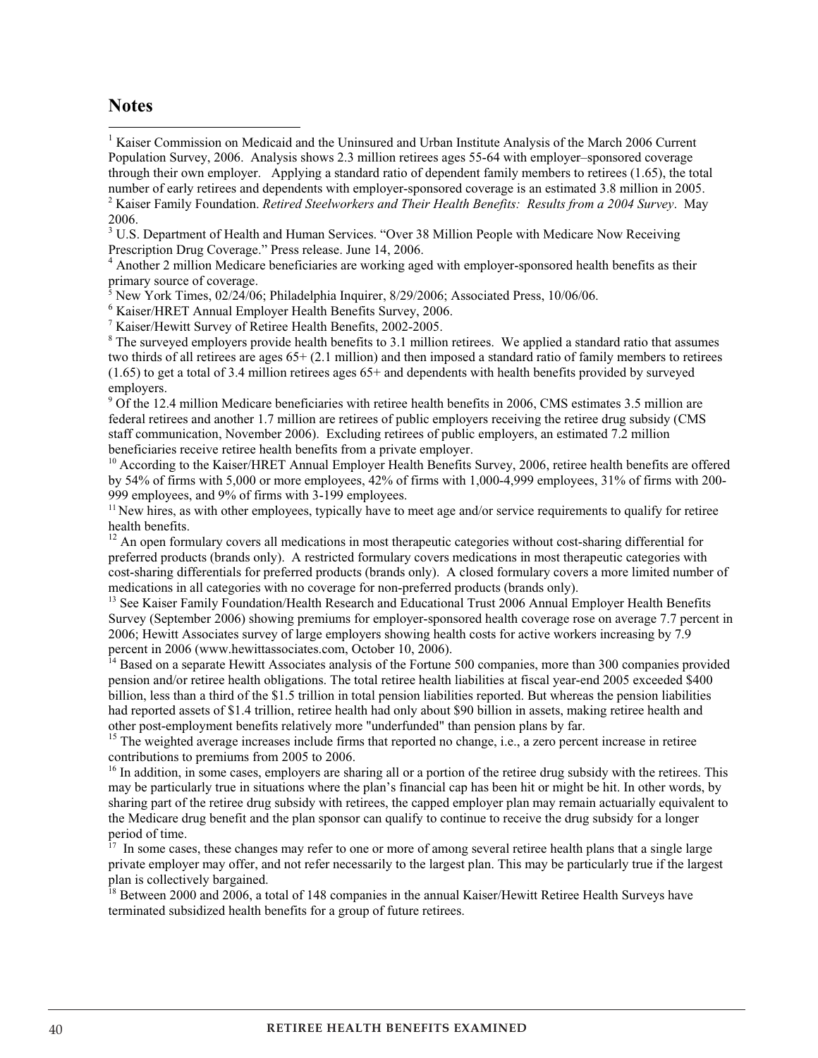## Notes

[1] Kaiser Commission on Medicaid and the Uninsured and Urban Institute Analysis of the March 2006 Current Population Survey, 2006. Analysis shows 2.3 million retirees ages 55-64 with employer–sponsored coverage through their own employer. Applying a standard ratio of dependent family members to retirees (1.65), the total number of early retirees and dependents with employer-sponsored coverage is an estimated 3.8 million in 2005.

[2] Kaiser Family Foundation. *Retired Steelworkers and Their Health Benefits: Results from a 2004 Survey*. May 2006.

[3] U.S. Department of Health and Human Services. "Over 38 Million People with Medicare Now Receiving Prescription Drug Coverage." Press release. June 14, 2006.

[4] Another 2 million Medicare beneficiaries are working aged with employer-sponsored health benefits as their primary source of coverage.

[5] New York Times, 02/24/06; Philadelphia Inquirer, 8/29/2006; Associated Press, 10/06/06.

[6] Kaiser/HRET Annual Employer Health Benefits Survey, 2006.

[7] Kaiser/Hewitt Survey of Retiree Health Benefits, 2002-2005.

[8] The surveyed employers provide health benefits to 3.1 million retirees. We applied a standard ratio that assumes two thirds of all retirees are ages 65+ (2.1 million) and then imposed a standard ratio of family members to retirees (1.65) to get a total of 3.4 million retirees ages 65+ and dependents with health benefits provided by surveyed employers.

[9] Of the 12.4 million Medicare beneficiaries with retiree health benefits in 2006, CMS estimates 3.5 million are federal retirees and another 1.7 million are retirees of public employers receiving the retiree drug subsidy (CMS staff communication, November 2006). Excluding retirees of public employers, an estimated 7.2 million beneficiaries receive retiree health benefits from a private employer.

[10] According to the Kaiser/HRET Annual Employer Health Benefits Survey, 2006, retiree health benefits are offered by 54% of firms with 5,000 or more employees, 42% of firms with 1,000-4,999 employees, 31% of firms with 200-999 employees, and 9% of firms with 3-199 employees.

[11] New hires, as with other employees, typically have to meet age and/or service requirements to qualify for retiree health benefits.

[12] An open formulary covers all medications in most therapeutic categories without cost-sharing differential for preferred products (brands only). A restricted formulary covers medications in most therapeutic categories with cost-sharing differentials for preferred products (brands only). A closed formulary covers a more limited number of medications in all categories with no coverage for non-preferred products (brands only).

[13] See Kaiser Family Foundation/Health Research and Educational Trust 2006 Annual Employer Health Benefits Survey (September 2006) showing premiums for employer-sponsored health coverage rose on average 7.7 percent in 2006; Hewitt Associates survey of large employers showing health costs for active workers increasing by 7.9 percent in 2006 (www.hewittassociates.com, October 10, 2006).

[14] Based on a separate Hewitt Associates analysis of the Fortune 500 companies, more than 300 companies provided pension and/or retiree health obligations. The total retiree health liabilities at fiscal year-end 2005 exceeded $400 billion, less than a third of the $1.5 trillion in total pension liabilities reported. But whereas the pension liabilities had reported assets of $1.4 trillion, retiree health had only about $90 billion in assets, making retiree health and other post-employment benefits relatively more "underfunded" than pension plans by far.

[15] The weighted average increases include firms that reported no change, i.e., a zero percent increase in retiree contributions to premiums from 2005 to 2006.

[16] In addition, in some cases, employers are sharing all or a portion of the retiree drug subsidy with the retirees. This may be particularly true in situations where the plan's financial cap has been hit or might be hit. In other words, by sharing part of the retiree drug subsidy with retirees, the capped employer plan may remain actuarially equivalent to the Medicare drug benefit and the plan sponsor can qualify to continue to receive the drug subsidy for a longer period of time.

[17] In some cases, these changes may refer to one or more of among several retiree health plans that a single large private employer may offer, and not refer necessarily to the largest plan. This may be particularly true if the largest plan is collectively bargained.

[18] Between 2000 and 2006, a total of 148 companies in the annual Kaiser/Hewitt Retiree Health Surveys have terminated subsidized health benefits for a group of future retirees.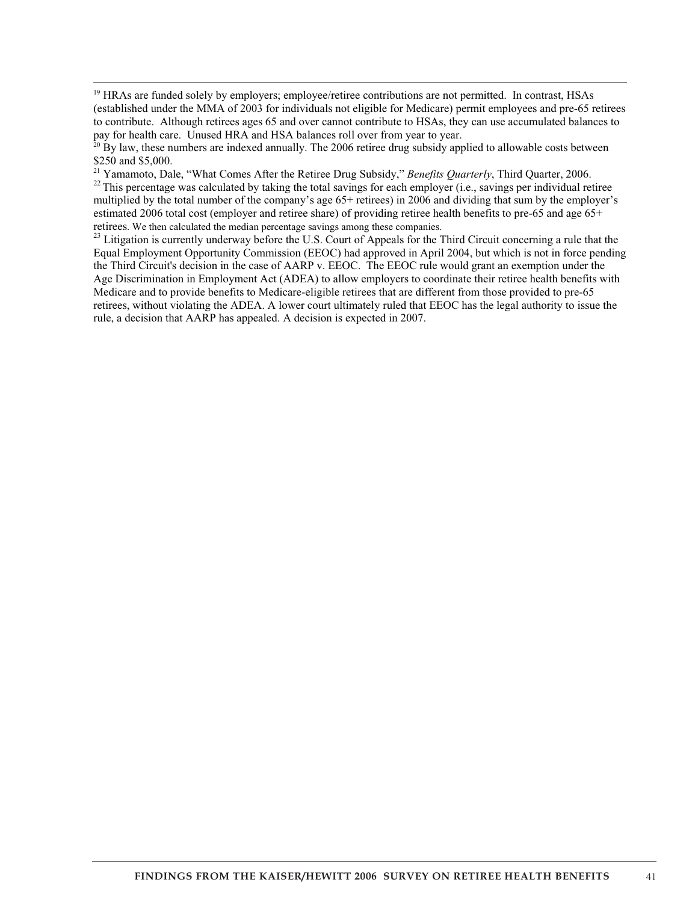[19] HRAs are funded solely by employers; employee/retiree contributions are not permitted. In contrast, HSAs (established under the MMA of 2003 for individuals not eligible for Medicare) permit employees and pre-65 retirees to contribute. Although retirees ages 65 and over cannot contribute to HSAs, they can use accumulated balances to pay for health care. Unused HRA and HSA balances roll over from year to year.

[20] By law, these numbers are indexed annually. The 2006 retiree drug subsidy applied to allowable costs between $250 and $5,000.

[21] Yamamoto, Dale, "What Comes After the Retiree Drug Subsidy," *Benefits Quarterly*, Third Quarter, 2006.

[22] This percentage was calculated by taking the total savings for each employer (i.e., savings per individual retiree multiplied by the total number of the company's age 65+ retirees) in 2006 and dividing that sum by the employer's estimated 2006 total cost (employer and retiree share) of providing retiree health benefits to pre-65 and age 65+ retirees. We then calculated the median percentage savings among these companies.

[23] Litigation is currently underway before the U.S. Court of Appeals for the Third Circuit concerning a rule that the Equal Employment Opportunity Commission (EEOC) had approved in April 2004, but which is not in force pending the Third Circuit's decision in the case of AARP v. EEOC. The EEOC rule would grant an exemption under the Age Discrimination in Employment Act (ADEA) to allow employers to coordinate their retiree health benefits with Medicare and to provide benefits to Medicare-eligible retirees that are different from those provided to pre-65 retirees, without violating the ADEA. A lower court ultimately ruled that EEOC has the legal authority to issue the rule, a decision that AARP has appealed. A decision is expected in 2007.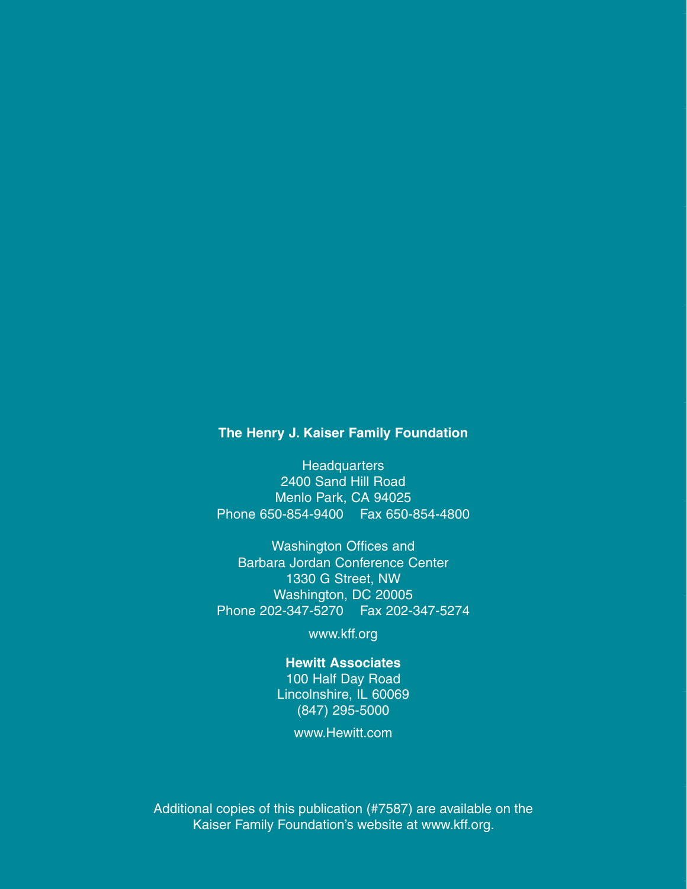**The Henry J. Kaiser Family Foundation**

Headquarters
2400 Sand Hill Road
Menlo Park, CA 94025
Phone 650-854-9400    Fax 650-854-4800

Washington Offices and
Barbara Jordan Conference Center
1330 G Street, NW
Washington, DC 20005
Phone 202-347-5270    Fax 202-347-5274

www.kff.org

**Hewitt Associates**
100 Half Day Road
Lincolnshire, IL 60069
(847) 295-5000

www.Hewitt.com

Additional copies of this publication (#7587) are available on the Kaiser Family Foundation's website at www.kff.org.